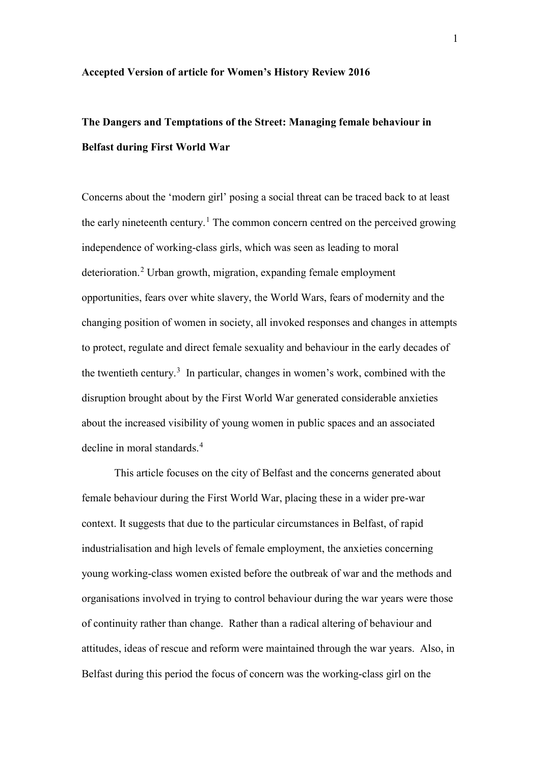**Accepted Version of article for Women's History Review 2016**

# The Dangers and Temptations of the Street: Managing female behaviour in Belfast during First World War

Concerns about the 'modern girl' posing a social threat can be traced back to at least the early nineteenth century.[1] The common concern centred on the perceived growing independence of working-class girls, which was seen as leading to moral deterioration.[2] Urban growth, migration, expanding female employment opportunities, fears over white slavery, the World Wars, fears of modernity and the changing position of women in society, all invoked responses and changes in attempts to protect, regulate and direct female sexuality and behaviour in the early decades of the twentieth century.[3] In particular, changes in women's work, combined with the disruption brought about by the First World War generated considerable anxieties about the increased visibility of young women in public spaces and an associated decline in moral standards.[4]

This article focuses on the city of Belfast and the concerns generated about female behaviour during the First World War, placing these in a wider pre-war context. It suggests that due to the particular circumstances in Belfast, of rapid industrialisation and high levels of female employment, the anxieties concerning young working-class women existed before the outbreak of war and the methods and organisations involved in trying to control behaviour during the war years were those of continuity rather than change. Rather than a radical altering of behaviour and attitudes, ideas of rescue and reform were maintained through the war years. Also, in Belfast during this period the focus of concern was the working-class girl on the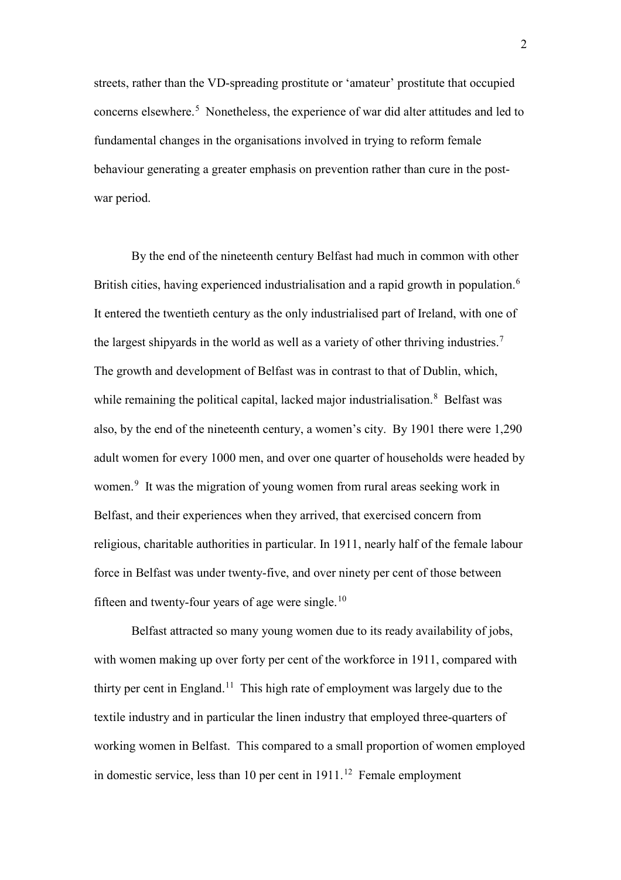streets, rather than the VD-spreading prostitute or 'amateur' prostitute that occupied concerns elsewhere.[5] Nonetheless, the experience of war did alter attitudes and led to fundamental changes in the organisations involved in trying to reform female behaviour generating a greater emphasis on prevention rather than cure in the post-war period.

By the end of the nineteenth century Belfast had much in common with other British cities, having experienced industrialisation and a rapid growth in population.[6] It entered the twentieth century as the only industrialised part of Ireland, with one of the largest shipyards in the world as well as a variety of other thriving industries.[7] The growth and development of Belfast was in contrast to that of Dublin, which, while remaining the political capital, lacked major industrialisation.[8] Belfast was also, by the end of the nineteenth century, a women's city. By 1901 there were 1,290 adult women for every 1000 men, and over one quarter of households were headed by women.[9] It was the migration of young women from rural areas seeking work in Belfast, and their experiences when they arrived, that exercised concern from religious, charitable authorities in particular. In 1911, nearly half of the female labour force in Belfast was under twenty-five, and over ninety per cent of those between fifteen and twenty-four years of age were single.[10]

Belfast attracted so many young women due to its ready availability of jobs, with women making up over forty per cent of the workforce in 1911, compared with thirty per cent in England.[11] This high rate of employment was largely due to the textile industry and in particular the linen industry that employed three-quarters of working women in Belfast. This compared to a small proportion of women employed in domestic service, less than 10 per cent in 1911.[12] Female employment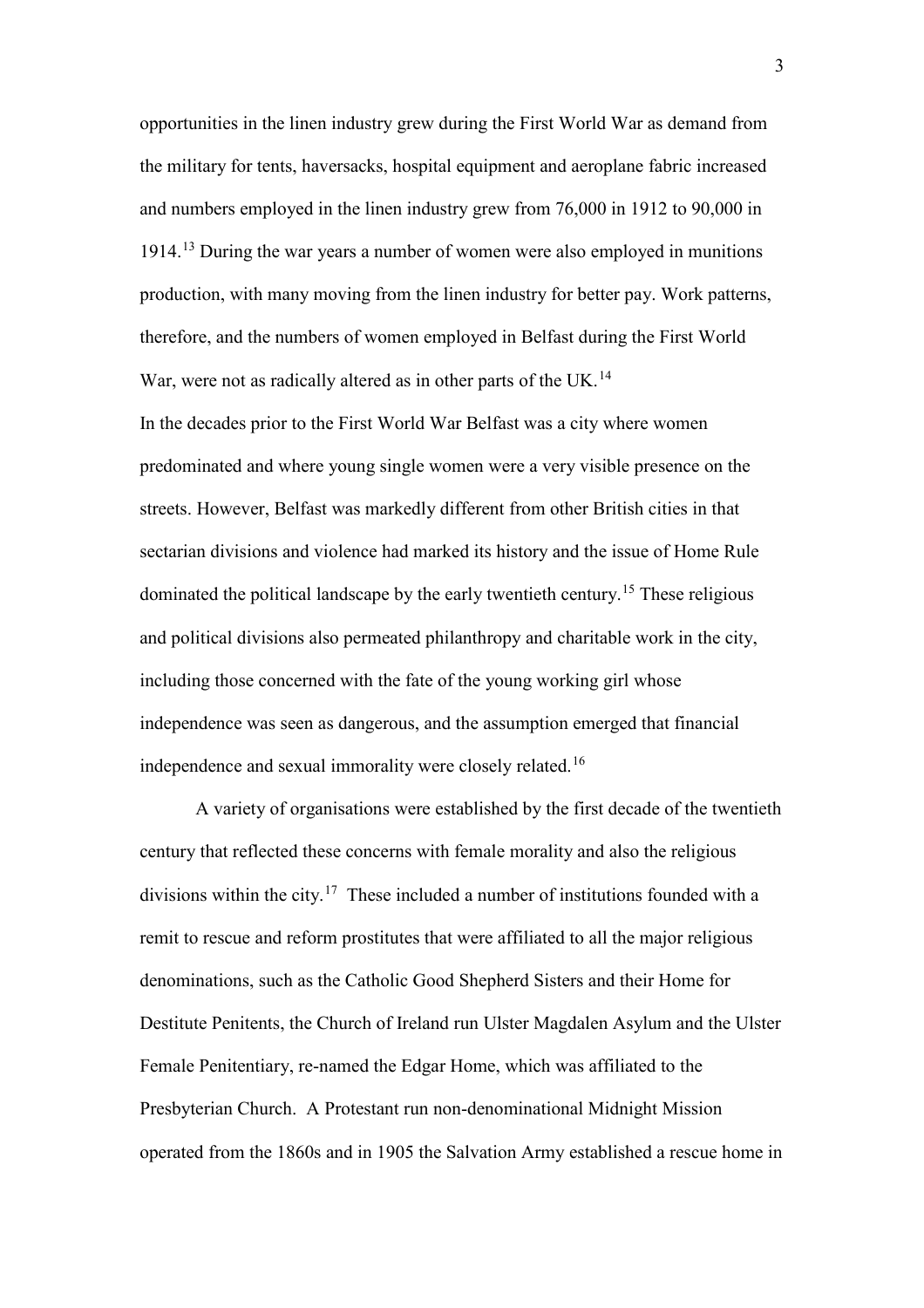opportunities in the linen industry grew during the First World War as demand from the military for tents, haversacks, hospital equipment and aeroplane fabric increased and numbers employed in the linen industry grew from 76,000 in 1912 to 90,000 in 1914.[13] During the war years a number of women were also employed in munitions production, with many moving from the linen industry for better pay. Work patterns, therefore, and the numbers of women employed in Belfast during the First World War, were not as radically altered as in other parts of the UK.[14]

In the decades prior to the First World War Belfast was a city where women predominated and where young single women were a very visible presence on the streets. However, Belfast was markedly different from other British cities in that sectarian divisions and violence had marked its history and the issue of Home Rule dominated the political landscape by the early twentieth century.[15] These religious and political divisions also permeated philanthropy and charitable work in the city, including those concerned with the fate of the young working girl whose independence was seen as dangerous, and the assumption emerged that financial independence and sexual immorality were closely related.[16]

A variety of organisations were established by the first decade of the twentieth century that reflected these concerns with female morality and also the religious divisions within the city.[17] These included a number of institutions founded with a remit to rescue and reform prostitutes that were affiliated to all the major religious denominations, such as the Catholic Good Shepherd Sisters and their Home for Destitute Penitents, the Church of Ireland run Ulster Magdalen Asylum and the Ulster Female Penitentiary, re-named the Edgar Home, which was affiliated to the Presbyterian Church. A Protestant run non-denominational Midnight Mission operated from the 1860s and in 1905 the Salvation Army established a rescue home in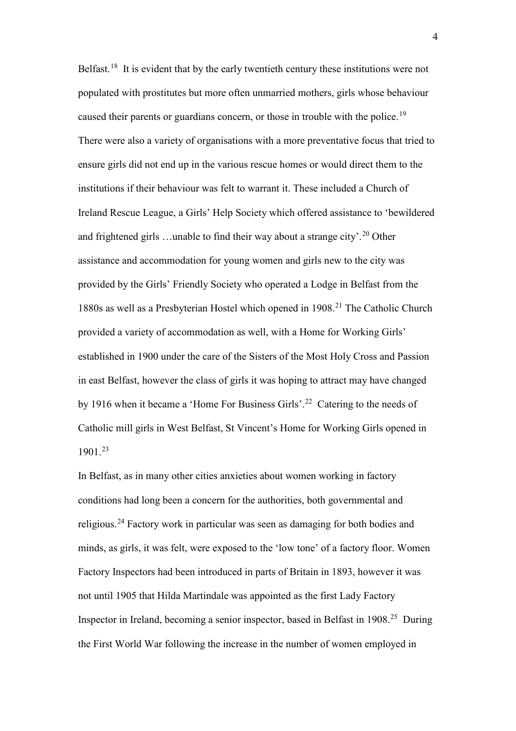Belfast.[18] It is evident that by the early twentieth century these institutions were not populated with prostitutes but more often unmarried mothers, girls whose behaviour caused their parents or guardians concern, or those in trouble with the police.[19] There were also a variety of organisations with a more preventative focus that tried to ensure girls did not end up in the various rescue homes or would direct them to the institutions if their behaviour was felt to warrant it. These included a Church of Ireland Rescue League, a Girls' Help Society which offered assistance to 'bewildered and frightened girls …unable to find their way about a strange city'.[20] Other assistance and accommodation for young women and girls new to the city was provided by the Girls' Friendly Society who operated a Lodge in Belfast from the 1880s as well as a Presbyterian Hostel which opened in 1908.[21] The Catholic Church provided a variety of accommodation as well, with a Home for Working Girls' established in 1900 under the care of the Sisters of the Most Holy Cross and Passion in east Belfast, however the class of girls it was hoping to attract may have changed by 1916 when it became a 'Home For Business Girls'.[22] Catering to the needs of Catholic mill girls in West Belfast, St Vincent's Home for Working Girls opened in 1901.[23]

In Belfast, as in many other cities anxieties about women working in factory conditions had long been a concern for the authorities, both governmental and religious.[24] Factory work in particular was seen as damaging for both bodies and minds, as girls, it was felt, were exposed to the 'low tone' of a factory floor. Women Factory Inspectors had been introduced in parts of Britain in 1893, however it was not until 1905 that Hilda Martindale was appointed as the first Lady Factory Inspector in Ireland, becoming a senior inspector, based in Belfast in 1908.[25] During the First World War following the increase in the number of women employed in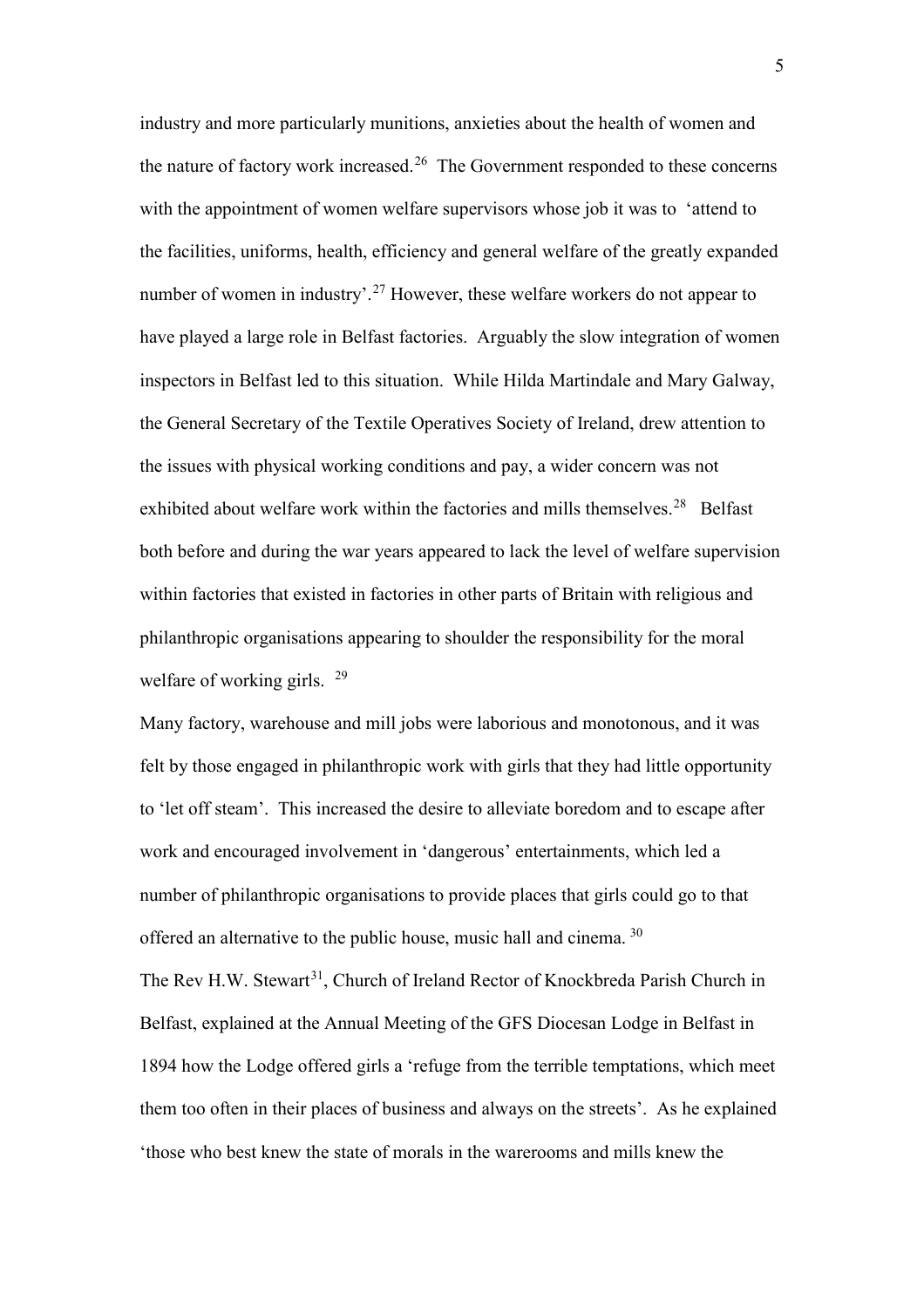industry and more particularly munitions, anxieties about the health of women and the nature of factory work increased.[26] The Government responded to these concerns with the appointment of women welfare supervisors whose job it was to 'attend to the facilities, uniforms, health, efficiency and general welfare of the greatly expanded number of women in industry'.[27] However, these welfare workers do not appear to have played a large role in Belfast factories. Arguably the slow integration of women inspectors in Belfast led to this situation. While Hilda Martindale and Mary Galway, the General Secretary of the Textile Operatives Society of Ireland, drew attention to the issues with physical working conditions and pay, a wider concern was not exhibited about welfare work within the factories and mills themselves.[28] Belfast both before and during the war years appeared to lack the level of welfare supervision within factories that existed in factories in other parts of Britain with religious and philanthropic organisations appearing to shoulder the responsibility for the moral welfare of working girls. [29]

Many factory, warehouse and mill jobs were laborious and monotonous, and it was felt by those engaged in philanthropic work with girls that they had little opportunity to 'let off steam'. This increased the desire to alleviate boredom and to escape after work and encouraged involvement in 'dangerous' entertainments, which led a number of philanthropic organisations to provide places that girls could go to that offered an alternative to the public house, music hall and cinema. [30]

The Rev H.W. Stewart[31], Church of Ireland Rector of Knockbreda Parish Church in Belfast, explained at the Annual Meeting of the GFS Diocesan Lodge in Belfast in 1894 how the Lodge offered girls a 'refuge from the terrible temptations, which meet them too often in their places of business and always on the streets'. As he explained 'those who best knew the state of morals in the warerooms and mills knew the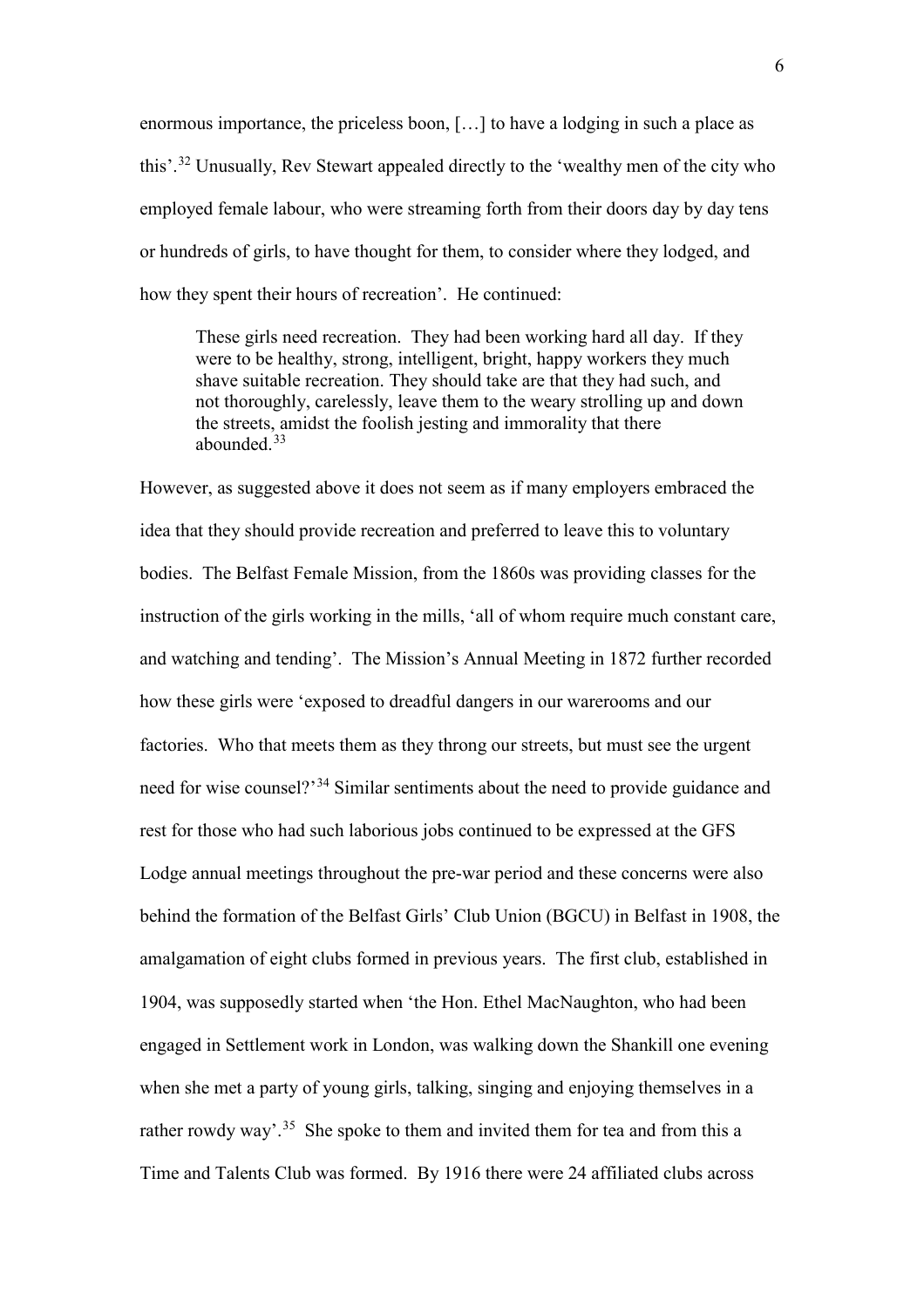enormous importance, the priceless boon, […] to have a lodging in such a place as this'.[32] Unusually, Rev Stewart appealed directly to the 'wealthy men of the city who employed female labour, who were streaming forth from their doors day by day tens or hundreds of girls, to have thought for them, to consider where they lodged, and how they spent their hours of recreation'. He continued:

> These girls need recreation. They had been working hard all day. If they were to be healthy, strong, intelligent, bright, happy workers they much shave suitable recreation. They should take are that they had such, and not thoroughly, carelessly, leave them to the weary strolling up and down the streets, amidst the foolish jesting and immorality that there abounded.[33]

However, as suggested above it does not seem as if many employers embraced the idea that they should provide recreation and preferred to leave this to voluntary bodies. The Belfast Female Mission, from the 1860s was providing classes for the instruction of the girls working in the mills, 'all of whom require much constant care, and watching and tending'. The Mission's Annual Meeting in 1872 further recorded how these girls were 'exposed to dreadful dangers in our warerooms and our factories. Who that meets them as they throng our streets, but must see the urgent need for wise counsel?'[34] Similar sentiments about the need to provide guidance and rest for those who had such laborious jobs continued to be expressed at the GFS Lodge annual meetings throughout the pre-war period and these concerns were also behind the formation of the Belfast Girls' Club Union (BGCU) in Belfast in 1908, the amalgamation of eight clubs formed in previous years. The first club, established in 1904, was supposedly started when 'the Hon. Ethel MacNaughton, who had been engaged in Settlement work in London, was walking down the Shankill one evening when she met a party of young girls, talking, singing and enjoying themselves in a rather rowdy way'.[35] She spoke to them and invited them for tea and from this a Time and Talents Club was formed. By 1916 there were 24 affiliated clubs across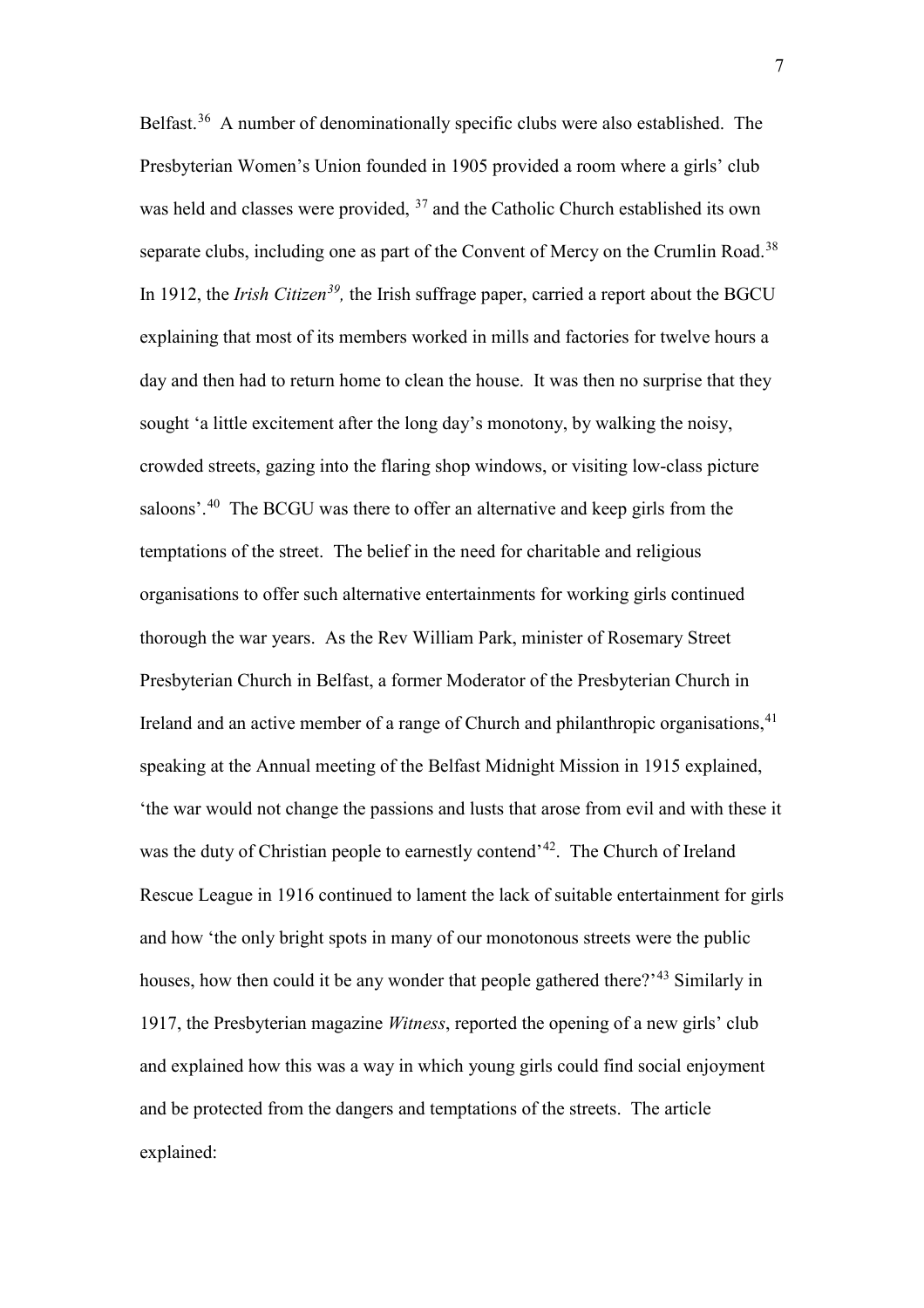Belfast.[36] A number of denominationally specific clubs were also established. The Presbyterian Women's Union founded in 1905 provided a room where a girls' club was held and classes were provided, [37] and the Catholic Church established its own separate clubs, including one as part of the Convent of Mercy on the Crumlin Road.[38] In 1912, the *Irish Citizen*[39], the Irish suffrage paper, carried a report about the BGCU explaining that most of its members worked in mills and factories for twelve hours a day and then had to return home to clean the house. It was then no surprise that they sought 'a little excitement after the long day's monotony, by walking the noisy, crowded streets, gazing into the flaring shop windows, or visiting low-class picture saloons'.[40] The BCGU was there to offer an alternative and keep girls from the temptations of the street. The belief in the need for charitable and religious organisations to offer such alternative entertainments for working girls continued thorough the war years. As the Rev William Park, minister of Rosemary Street Presbyterian Church in Belfast, a former Moderator of the Presbyterian Church in Ireland and an active member of a range of Church and philanthropic organisations,[41] speaking at the Annual meeting of the Belfast Midnight Mission in 1915 explained, 'the war would not change the passions and lusts that arose from evil and with these it was the duty of Christian people to earnestly contend'[42]. The Church of Ireland Rescue League in 1916 continued to lament the lack of suitable entertainment for girls and how 'the only bright spots in many of our monotonous streets were the public houses, how then could it be any wonder that people gathered there?'[43] Similarly in 1917, the Presbyterian magazine *Witness*, reported the opening of a new girls' club and explained how this was a way in which young girls could find social enjoyment and be protected from the dangers and temptations of the streets. The article explained: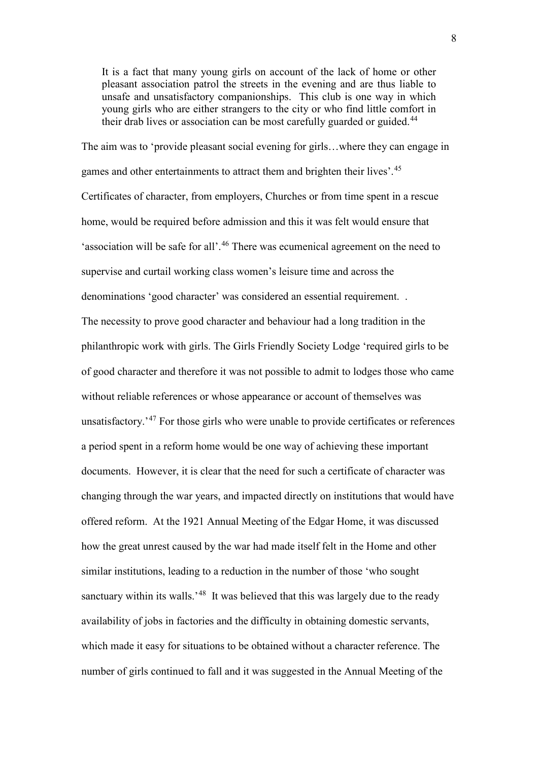> It is a fact that many young girls on account of the lack of home or other pleasant association patrol the streets in the evening and are thus liable to unsafe and unsatisfactory companionships. This club is one way in which young girls who are either strangers to the city or who find little comfort in their drab lives or association can be most carefully guarded or guided.[44]

The aim was to 'provide pleasant social evening for girls…where they can engage in games and other entertainments to attract them and brighten their lives'.[45] Certificates of character, from employers, Churches or from time spent in a rescue home, would be required before admission and this it was felt would ensure that 'association will be safe for all'.[46] There was ecumenical agreement on the need to supervise and curtail working class women's leisure time and across the denominations 'good character' was considered an essential requirement. .

The necessity to prove good character and behaviour had a long tradition in the philanthropic work with girls. The Girls Friendly Society Lodge 'required girls to be of good character and therefore it was not possible to admit to lodges those who came without reliable references or whose appearance or account of themselves was unsatisfactory.'[47] For those girls who were unable to provide certificates or references a period spent in a reform home would be one way of achieving these important documents. However, it is clear that the need for such a certificate of character was changing through the war years, and impacted directly on institutions that would have offered reform. At the 1921 Annual Meeting of the Edgar Home, it was discussed how the great unrest caused by the war had made itself felt in the Home and other similar institutions, leading to a reduction in the number of those 'who sought sanctuary within its walls.'[48] It was believed that this was largely due to the ready availability of jobs in factories and the difficulty in obtaining domestic servants, which made it easy for situations to be obtained without a character reference. The number of girls continued to fall and it was suggested in the Annual Meeting of the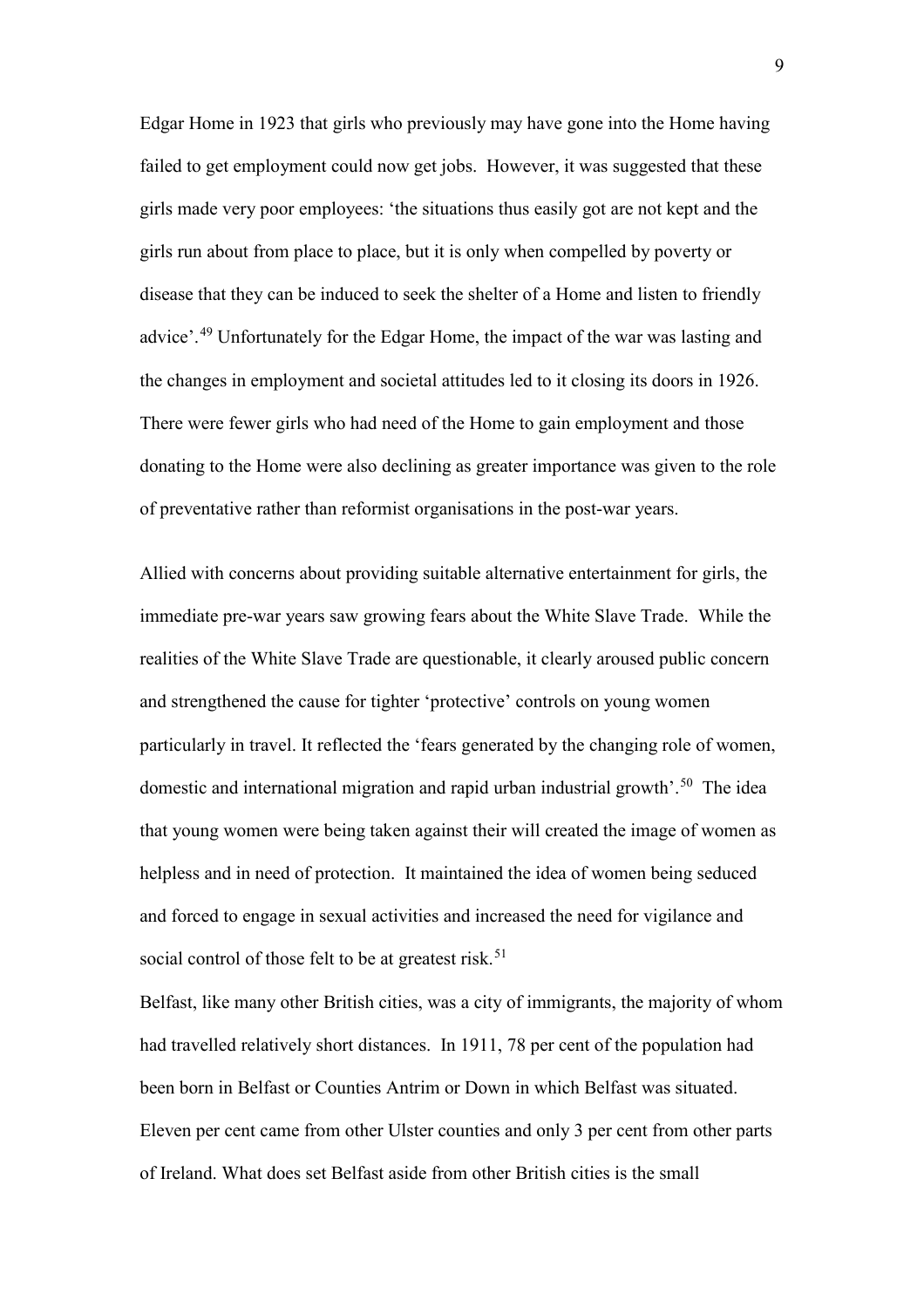Edgar Home in 1923 that girls who previously may have gone into the Home having failed to get employment could now get jobs. However, it was suggested that these girls made very poor employees: 'the situations thus easily got are not kept and the girls run about from place to place, but it is only when compelled by poverty or disease that they can be induced to seek the shelter of a Home and listen to friendly advice'.[49] Unfortunately for the Edgar Home, the impact of the war was lasting and the changes in employment and societal attitudes led to it closing its doors in 1926. There were fewer girls who had need of the Home to gain employment and those donating to the Home were also declining as greater importance was given to the role of preventative rather than reformist organisations in the post-war years.

Allied with concerns about providing suitable alternative entertainment for girls, the immediate pre-war years saw growing fears about the White Slave Trade. While the realities of the White Slave Trade are questionable, it clearly aroused public concern and strengthened the cause for tighter 'protective' controls on young women particularly in travel. It reflected the 'fears generated by the changing role of women, domestic and international migration and rapid urban industrial growth'.[50] The idea that young women were being taken against their will created the image of women as helpless and in need of protection. It maintained the idea of women being seduced and forced to engage in sexual activities and increased the need for vigilance and social control of those felt to be at greatest risk.[51]

Belfast, like many other British cities, was a city of immigrants, the majority of whom had travelled relatively short distances. In 1911, 78 per cent of the population had been born in Belfast or Counties Antrim or Down in which Belfast was situated. Eleven per cent came from other Ulster counties and only 3 per cent from other parts of Ireland. What does set Belfast aside from other British cities is the small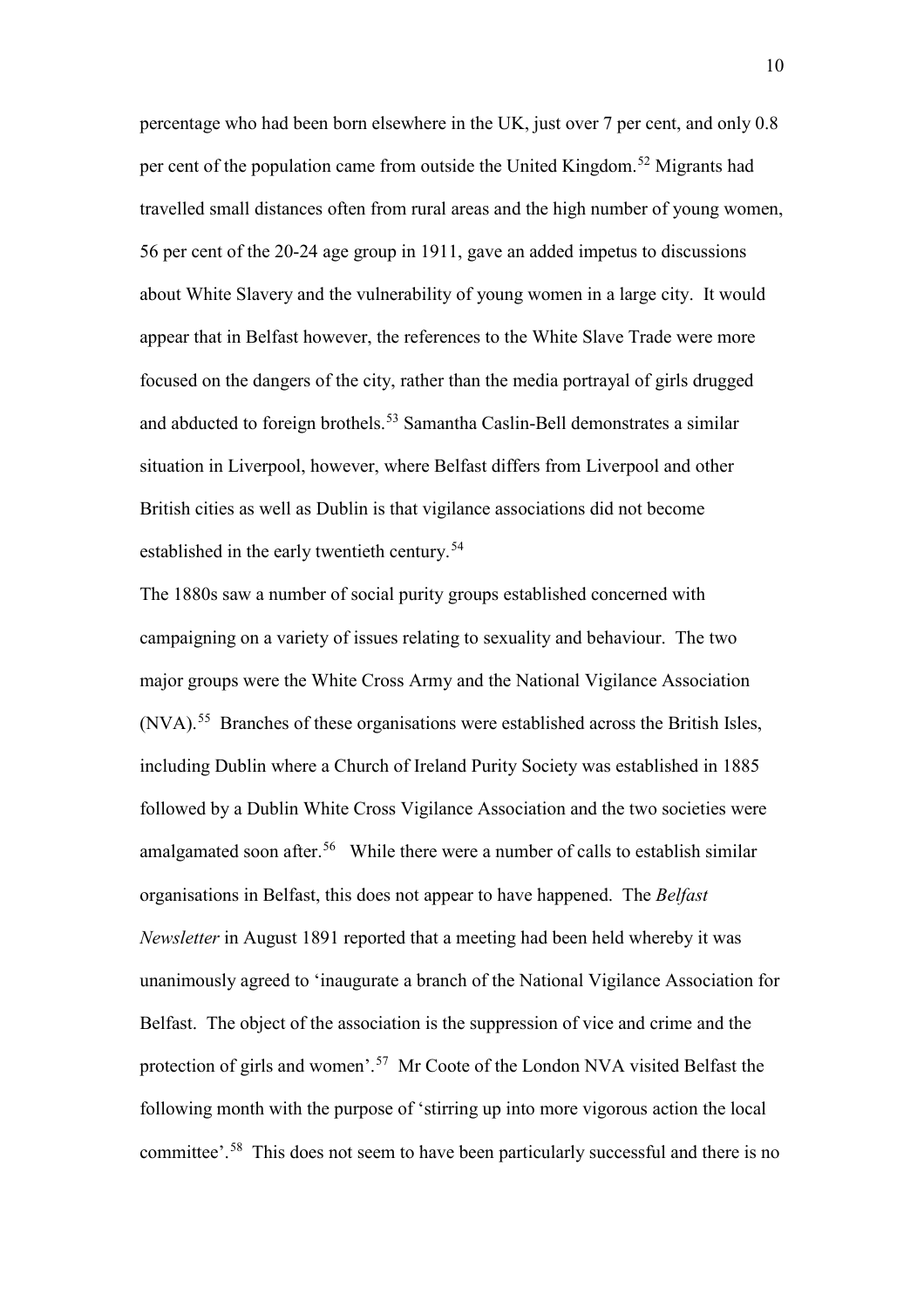percentage who had been born elsewhere in the UK, just over 7 per cent, and only 0.8 per cent of the population came from outside the United Kingdom.[52] Migrants had travelled small distances often from rural areas and the high number of young women, 56 per cent of the 20-24 age group in 1911, gave an added impetus to discussions about White Slavery and the vulnerability of young women in a large city. It would appear that in Belfast however, the references to the White Slave Trade were more focused on the dangers of the city, rather than the media portrayal of girls drugged and abducted to foreign brothels.[53] Samantha Caslin-Bell demonstrates a similar situation in Liverpool, however, where Belfast differs from Liverpool and other British cities as well as Dublin is that vigilance associations did not become established in the early twentieth century.[54]

The 1880s saw a number of social purity groups established concerned with campaigning on a variety of issues relating to sexuality and behaviour. The two major groups were the White Cross Army and the National Vigilance Association (NVA).[55] Branches of these organisations were established across the British Isles, including Dublin where a Church of Ireland Purity Society was established in 1885 followed by a Dublin White Cross Vigilance Association and the two societies were amalgamated soon after.[56] While there were a number of calls to establish similar organisations in Belfast, this does not appear to have happened. The *Belfast Newsletter* in August 1891 reported that a meeting had been held whereby it was unanimously agreed to 'inaugurate a branch of the National Vigilance Association for Belfast. The object of the association is the suppression of vice and crime and the protection of girls and women'.[57] Mr Coote of the London NVA visited Belfast the following month with the purpose of 'stirring up into more vigorous action the local committee'.[58] This does not seem to have been particularly successful and there is no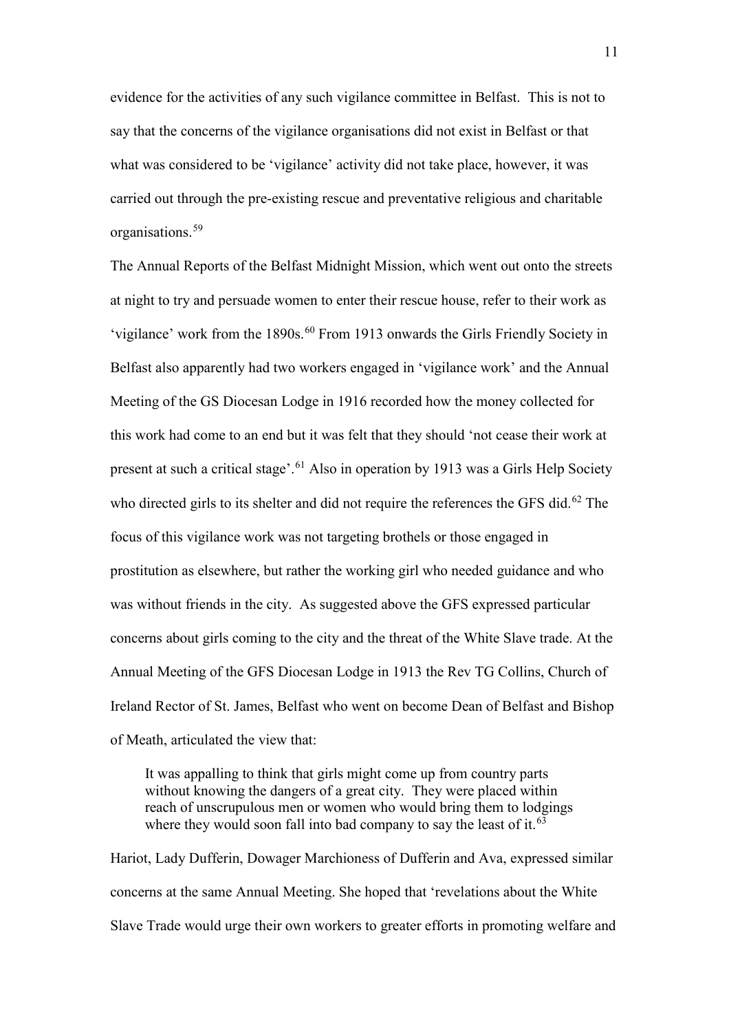evidence for the activities of any such vigilance committee in Belfast. This is not to say that the concerns of the vigilance organisations did not exist in Belfast or that what was considered to be 'vigilance' activity did not take place, however, it was carried out through the pre-existing rescue and preventative religious and charitable organisations.[59]

The Annual Reports of the Belfast Midnight Mission, which went out onto the streets at night to try and persuade women to enter their rescue house, refer to their work as 'vigilance' work from the 1890s.[60] From 1913 onwards the Girls Friendly Society in Belfast also apparently had two workers engaged in 'vigilance work' and the Annual Meeting of the GS Diocesan Lodge in 1916 recorded how the money collected for this work had come to an end but it was felt that they should 'not cease their work at present at such a critical stage'.[61] Also in operation by 1913 was a Girls Help Society who directed girls to its shelter and did not require the references the GFS did.[62] The focus of this vigilance work was not targeting brothels or those engaged in prostitution as elsewhere, but rather the working girl who needed guidance and who was without friends in the city. As suggested above the GFS expressed particular concerns about girls coming to the city and the threat of the White Slave trade. At the Annual Meeting of the GFS Diocesan Lodge in 1913 the Rev TG Collins, Church of Ireland Rector of St. James, Belfast who went on become Dean of Belfast and Bishop of Meath, articulated the view that:

> It was appalling to think that girls might come up from country parts without knowing the dangers of a great city. They were placed within reach of unscrupulous men or women who would bring them to lodgings where they would soon fall into bad company to say the least of it.[63]

Hariot, Lady Dufferin, Dowager Marchioness of Dufferin and Ava, expressed similar concerns at the same Annual Meeting. She hoped that 'revelations about the White Slave Trade would urge their own workers to greater efforts in promoting welfare and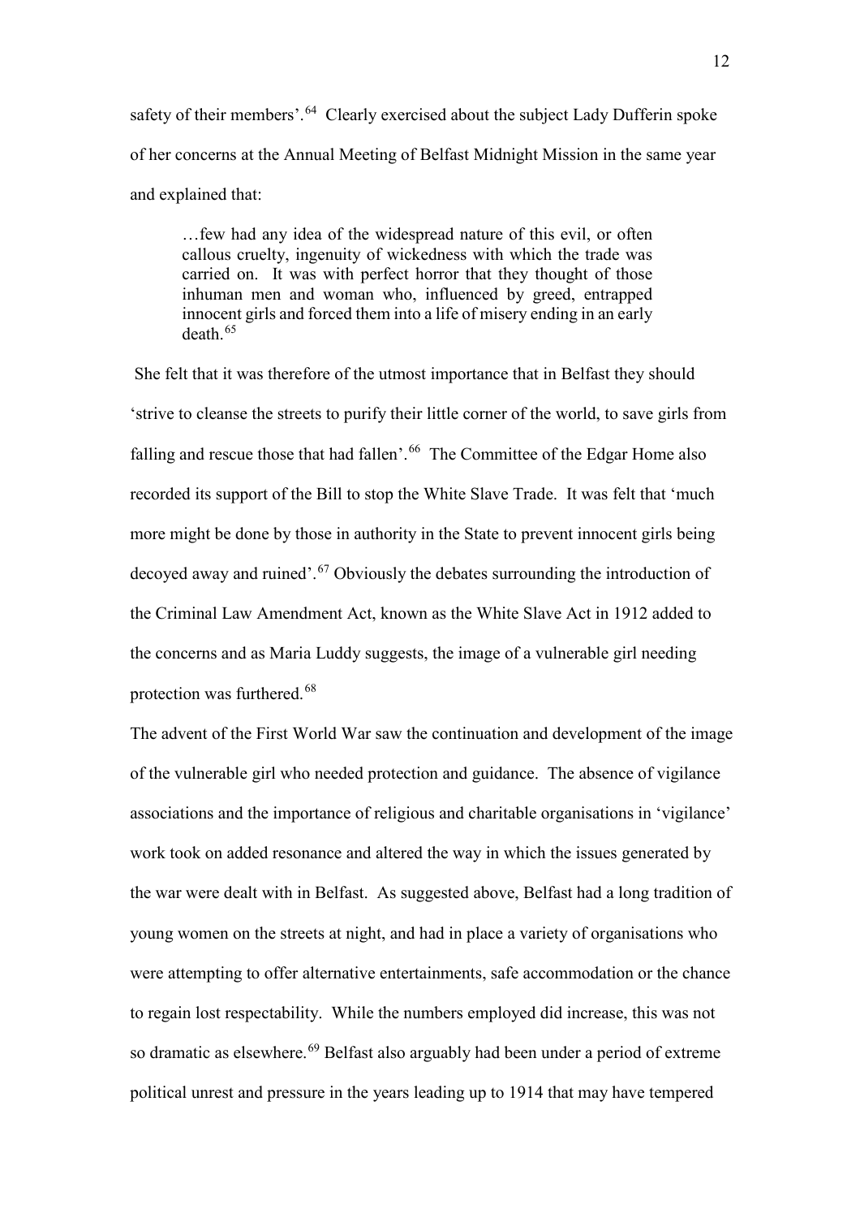safety of their members'.[64] Clearly exercised about the subject Lady Dufferin spoke of her concerns at the Annual Meeting of Belfast Midnight Mission in the same year and explained that:

> …few had any idea of the widespread nature of this evil, or often callous cruelty, ingenuity of wickedness with which the trade was carried on. It was with perfect horror that they thought of those inhuman men and woman who, influenced by greed, entrapped innocent girls and forced them into a life of misery ending in an early death.[65]

She felt that it was therefore of the utmost importance that in Belfast they should 'strive to cleanse the streets to purify their little corner of the world, to save girls from falling and rescue those that had fallen'.[66] The Committee of the Edgar Home also recorded its support of the Bill to stop the White Slave Trade. It was felt that 'much more might be done by those in authority in the State to prevent innocent girls being decoyed away and ruined'.[67] Obviously the debates surrounding the introduction of the Criminal Law Amendment Act, known as the White Slave Act in 1912 added to the concerns and as Maria Luddy suggests, the image of a vulnerable girl needing protection was furthered.[68]

The advent of the First World War saw the continuation and development of the image of the vulnerable girl who needed protection and guidance. The absence of vigilance associations and the importance of religious and charitable organisations in 'vigilance' work took on added resonance and altered the way in which the issues generated by the war were dealt with in Belfast. As suggested above, Belfast had a long tradition of young women on the streets at night, and had in place a variety of organisations who were attempting to offer alternative entertainments, safe accommodation or the chance to regain lost respectability. While the numbers employed did increase, this was not so dramatic as elsewhere.[69] Belfast also arguably had been under a period of extreme political unrest and pressure in the years leading up to 1914 that may have tempered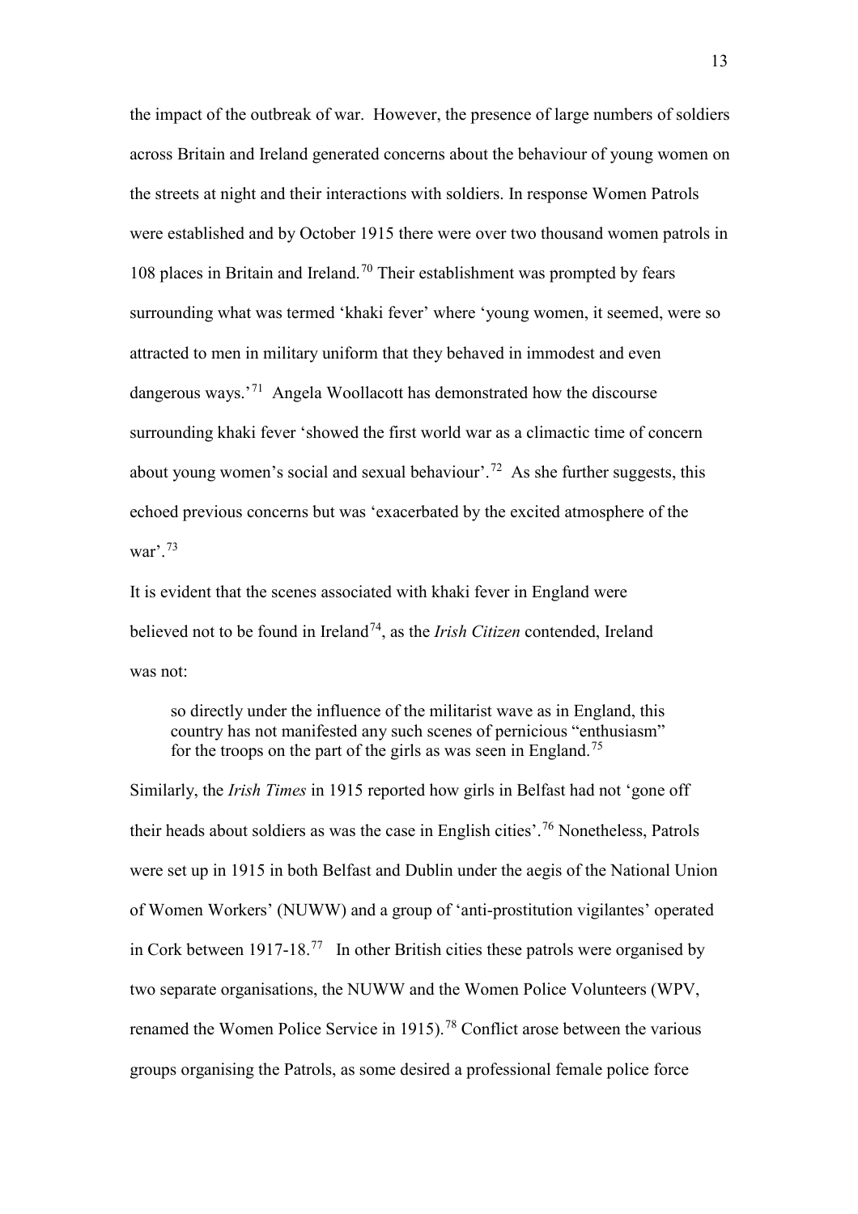the impact of the outbreak of war. However, the presence of large numbers of soldiers across Britain and Ireland generated concerns about the behaviour of young women on the streets at night and their interactions with soldiers. In response Women Patrols were established and by October 1915 there were over two thousand women patrols in 108 places in Britain and Ireland.[70] Their establishment was prompted by fears surrounding what was termed 'khaki fever' where 'young women, it seemed, were so attracted to men in military uniform that they behaved in immodest and even dangerous ways.'[71] Angela Woollacott has demonstrated how the discourse surrounding khaki fever 'showed the first world war as a climactic time of concern about young women's social and sexual behaviour'.[72] As she further suggests, this echoed previous concerns but was 'exacerbated by the excited atmosphere of the war'.[73]

It is evident that the scenes associated with khaki fever in England were believed not to be found in Ireland[74], as the *Irish Citizen* contended, Ireland was not:

> so directly under the influence of the militarist wave as in England, this country has not manifested any such scenes of pernicious "enthusiasm" for the troops on the part of the girls as was seen in England.[75]

Similarly, the *Irish Times* in 1915 reported how girls in Belfast had not 'gone off their heads about soldiers as was the case in English cities'.[76] Nonetheless, Patrols were set up in 1915 in both Belfast and Dublin under the aegis of the National Union of Women Workers' (NUWW) and a group of 'anti-prostitution vigilantes' operated in Cork between 1917-18.[77] In other British cities these patrols were organised by two separate organisations, the NUWW and the Women Police Volunteers (WPV, renamed the Women Police Service in 1915).[78] Conflict arose between the various groups organising the Patrols, as some desired a professional female police force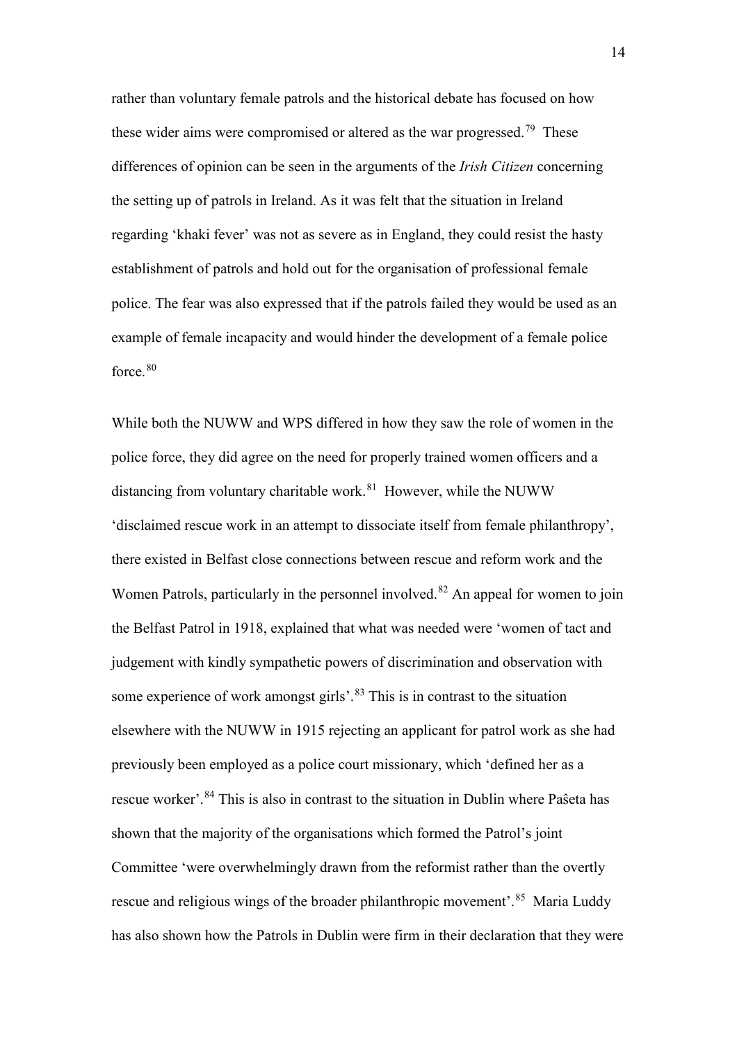rather than voluntary female patrols and the historical debate has focused on how these wider aims were compromised or altered as the war progressed.[79] These differences of opinion can be seen in the arguments of the *Irish Citizen* concerning the setting up of patrols in Ireland. As it was felt that the situation in Ireland regarding 'khaki fever' was not as severe as in England, they could resist the hasty establishment of patrols and hold out for the organisation of professional female police. The fear was also expressed that if the patrols failed they would be used as an example of female incapacity and would hinder the development of a female police force.[80]

While both the NUWW and WPS differed in how they saw the role of women in the police force, they did agree on the need for properly trained women officers and a distancing from voluntary charitable work.[81] However, while the NUWW 'disclaimed rescue work in an attempt to dissociate itself from female philanthropy', there existed in Belfast close connections between rescue and reform work and the Women Patrols, particularly in the personnel involved.[82] An appeal for women to join the Belfast Patrol in 1918, explained that what was needed were 'women of tact and judgement with kindly sympathetic powers of discrimination and observation with some experience of work amongst girls'.[83] This is in contrast to the situation elsewhere with the NUWW in 1915 rejecting an applicant for patrol work as she had previously been employed as a police court missionary, which 'defined her as a rescue worker'.[84] This is also in contrast to the situation in Dublin where Paŝeta has shown that the majority of the organisations which formed the Patrol's joint Committee 'were overwhelmingly drawn from the reformist rather than the overtly rescue and religious wings of the broader philanthropic movement'.[85] Maria Luddy has also shown how the Patrols in Dublin were firm in their declaration that they were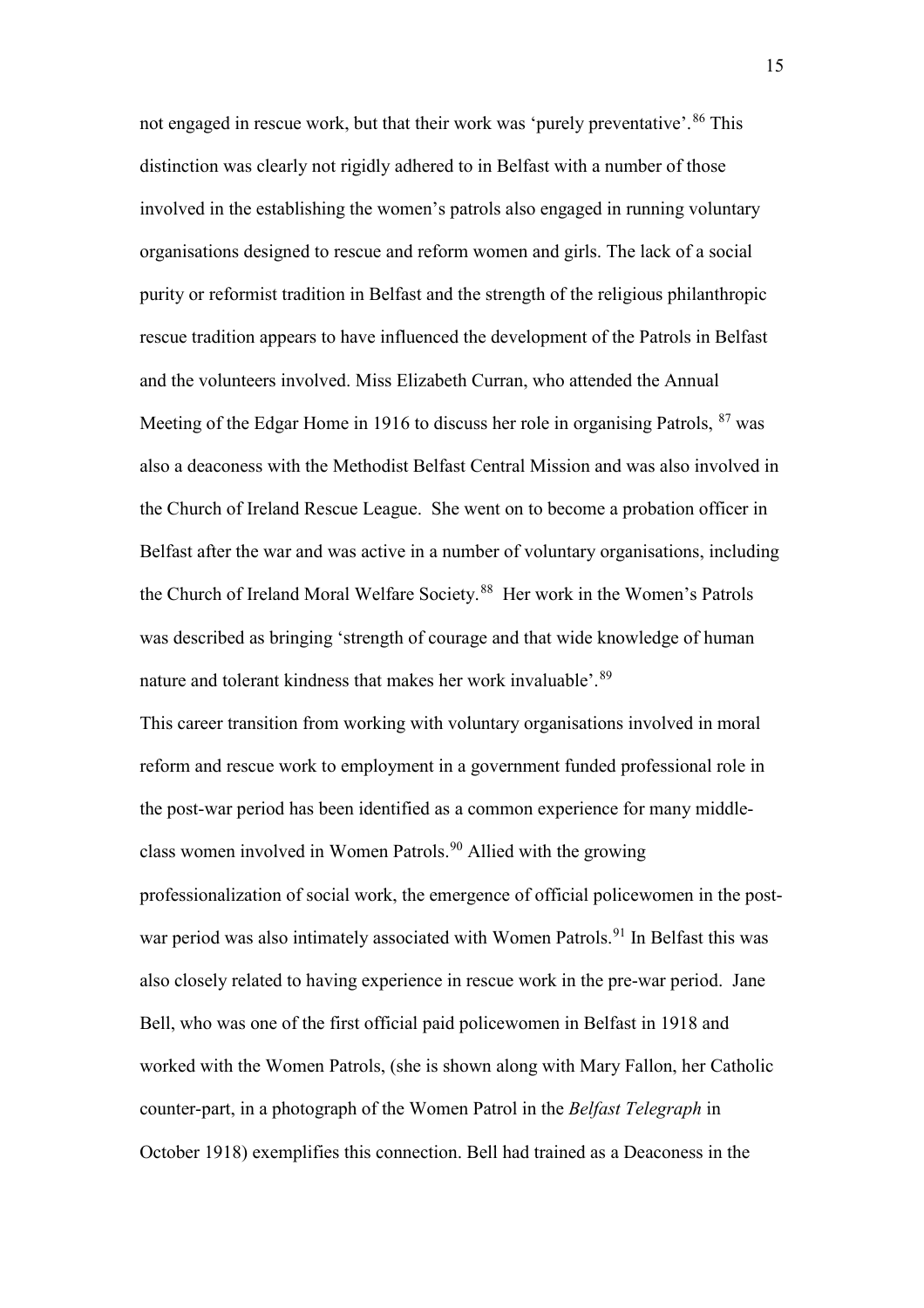not engaged in rescue work, but that their work was 'purely preventative'.[86] This distinction was clearly not rigidly adhered to in Belfast with a number of those involved in the establishing the women's patrols also engaged in running voluntary organisations designed to rescue and reform women and girls. The lack of a social purity or reformist tradition in Belfast and the strength of the religious philanthropic rescue tradition appears to have influenced the development of the Patrols in Belfast and the volunteers involved. Miss Elizabeth Curran, who attended the Annual Meeting of the Edgar Home in 1916 to discuss her role in organising Patrols, [87] was also a deaconess with the Methodist Belfast Central Mission and was also involved in the Church of Ireland Rescue League. She went on to become a probation officer in Belfast after the war and was active in a number of voluntary organisations, including the Church of Ireland Moral Welfare Society.[88] Her work in the Women's Patrols was described as bringing 'strength of courage and that wide knowledge of human nature and tolerant kindness that makes her work invaluable'.[89]

This career transition from working with voluntary organisations involved in moral reform and rescue work to employment in a government funded professional role in the post-war period has been identified as a common experience for many middle-class women involved in Women Patrols.[90] Allied with the growing professionalization of social work, the emergence of official policewomen in the post-war period was also intimately associated with Women Patrols.[91] In Belfast this was also closely related to having experience in rescue work in the pre-war period. Jane Bell, who was one of the first official paid policewomen in Belfast in 1918 and worked with the Women Patrols, (she is shown along with Mary Fallon, her Catholic counter-part, in a photograph of the Women Patrol in the *Belfast Telegraph* in October 1918) exemplifies this connection. Bell had trained as a Deaconess in the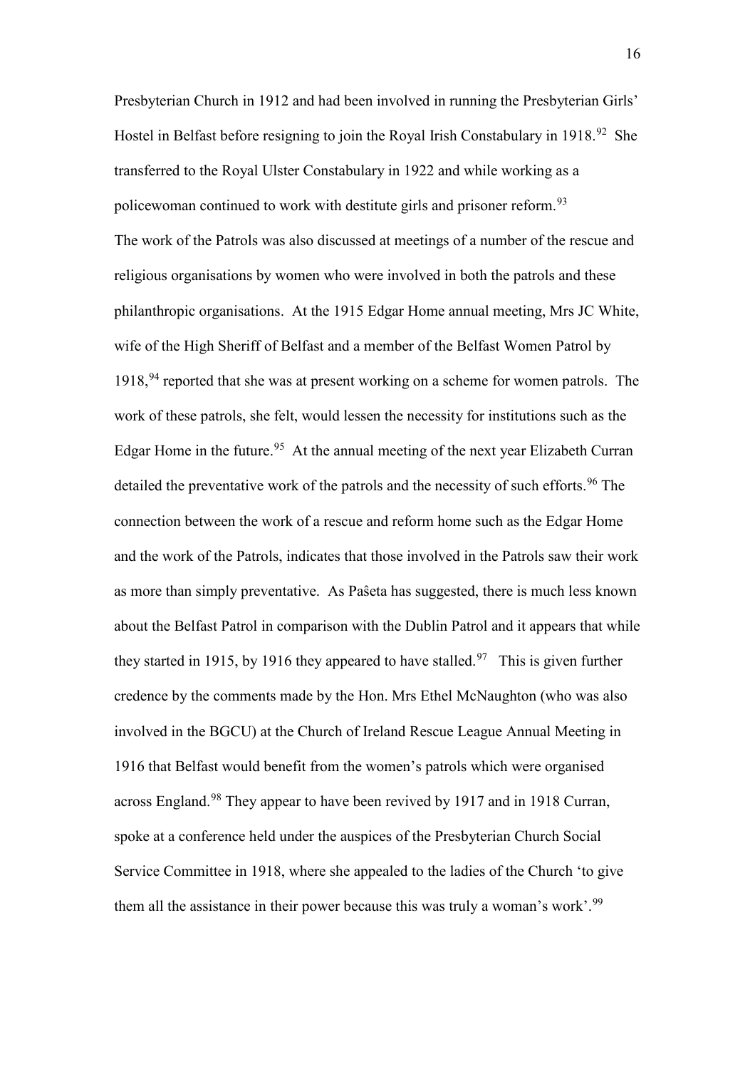Presbyterian Church in 1912 and had been involved in running the Presbyterian Girls' Hostel in Belfast before resigning to join the Royal Irish Constabulary in 1918.[92] She transferred to the Royal Ulster Constabulary in 1922 and while working as a policewoman continued to work with destitute girls and prisoner reform.[93]

The work of the Patrols was also discussed at meetings of a number of the rescue and religious organisations by women who were involved in both the patrols and these philanthropic organisations. At the 1915 Edgar Home annual meeting, Mrs JC White, wife of the High Sheriff of Belfast and a member of the Belfast Women Patrol by 1918,[94] reported that she was at present working on a scheme for women patrols. The work of these patrols, she felt, would lessen the necessity for institutions such as the Edgar Home in the future.[95] At the annual meeting of the next year Elizabeth Curran detailed the preventative work of the patrols and the necessity of such efforts.[96] The connection between the work of a rescue and reform home such as the Edgar Home and the work of the Patrols, indicates that those involved in the Patrols saw their work as more than simply preventative. As Paŝeta has suggested, there is much less known about the Belfast Patrol in comparison with the Dublin Patrol and it appears that while they started in 1915, by 1916 they appeared to have stalled.[97] This is given further credence by the comments made by the Hon. Mrs Ethel McNaughton (who was also involved in the BGCU) at the Church of Ireland Rescue League Annual Meeting in 1916 that Belfast would benefit from the women's patrols which were organised across England.[98] They appear to have been revived by 1917 and in 1918 Curran, spoke at a conference held under the auspices of the Presbyterian Church Social Service Committee in 1918, where she appealed to the ladies of the Church 'to give them all the assistance in their power because this was truly a woman's work'.[99]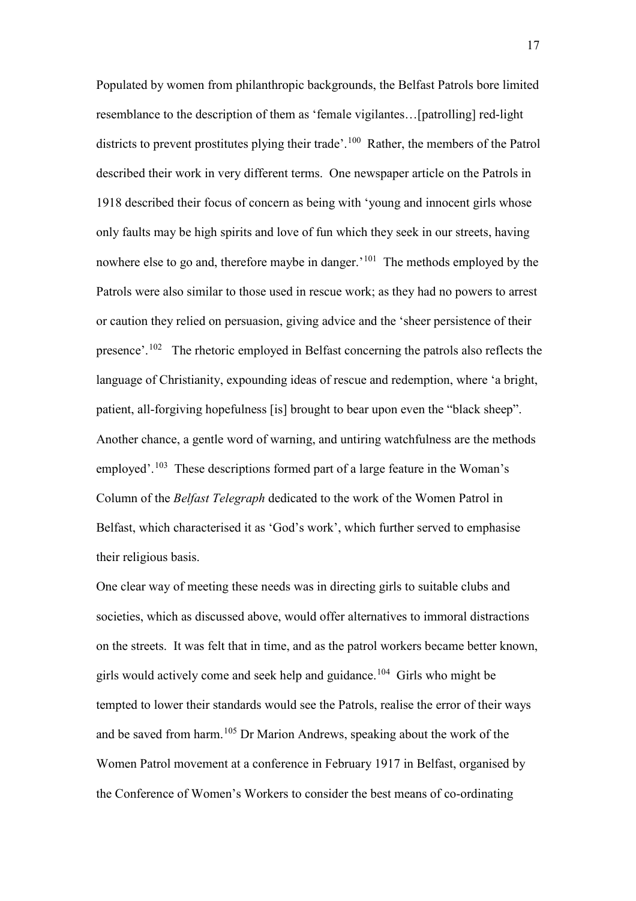Populated by women from philanthropic backgrounds, the Belfast Patrols bore limited resemblance to the description of them as 'female vigilantes…[patrolling] red-light districts to prevent prostitutes plying their trade'.[100] Rather, the members of the Patrol described their work in very different terms. One newspaper article on the Patrols in 1918 described their focus of concern as being with 'young and innocent girls whose only faults may be high spirits and love of fun which they seek in our streets, having nowhere else to go and, therefore maybe in danger.'[101] The methods employed by the Patrols were also similar to those used in rescue work; as they had no powers to arrest or caution they relied on persuasion, giving advice and the 'sheer persistence of their presence'.[102] The rhetoric employed in Belfast concerning the patrols also reflects the language of Christianity, expounding ideas of rescue and redemption, where 'a bright, patient, all-forgiving hopefulness [is] brought to bear upon even the "black sheep". Another chance, a gentle word of warning, and untiring watchfulness are the methods employed'.[103] These descriptions formed part of a large feature in the Woman's Column of the *Belfast Telegraph* dedicated to the work of the Women Patrol in Belfast, which characterised it as 'God's work', which further served to emphasise their religious basis.

One clear way of meeting these needs was in directing girls to suitable clubs and societies, which as discussed above, would offer alternatives to immoral distractions on the streets. It was felt that in time, and as the patrol workers became better known, girls would actively come and seek help and guidance.[104] Girls who might be tempted to lower their standards would see the Patrols, realise the error of their ways and be saved from harm.[105] Dr Marion Andrews, speaking about the work of the Women Patrol movement at a conference in February 1917 in Belfast, organised by the Conference of Women's Workers to consider the best means of co-ordinating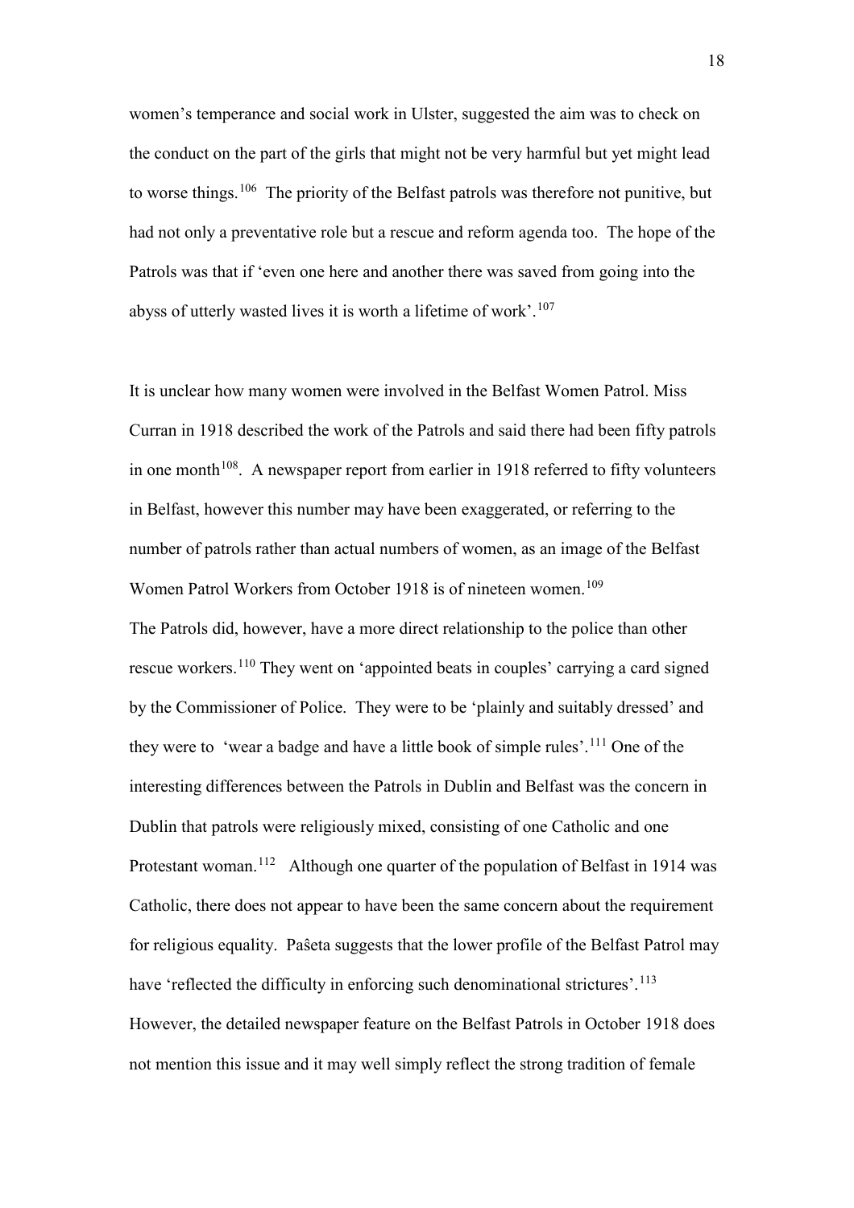women's temperance and social work in Ulster, suggested the aim was to check on the conduct on the part of the girls that might not be very harmful but yet might lead to worse things.[106] The priority of the Belfast patrols was therefore not punitive, but had not only a preventative role but a rescue and reform agenda too. The hope of the Patrols was that if 'even one here and another there was saved from going into the abyss of utterly wasted lives it is worth a lifetime of work'.[107]

It is unclear how many women were involved in the Belfast Women Patrol. Miss Curran in 1918 described the work of the Patrols and said there had been fifty patrols in one month[108]. A newspaper report from earlier in 1918 referred to fifty volunteers in Belfast, however this number may have been exaggerated, or referring to the number of patrols rather than actual numbers of women, as an image of the Belfast Women Patrol Workers from October 1918 is of nineteen women.[109]
The Patrols did, however, have a more direct relationship to the police than other rescue workers.[110] They went on 'appointed beats in couples' carrying a card signed by the Commissioner of Police. They were to be 'plainly and suitably dressed' and they were to 'wear a badge and have a little book of simple rules'.[111] One of the interesting differences between the Patrols in Dublin and Belfast was the concern in Dublin that patrols were religiously mixed, consisting of one Catholic and one Protestant woman.[112] Although one quarter of the population of Belfast in 1914 was Catholic, there does not appear to have been the same concern about the requirement for religious equality. Paŝeta suggests that the lower profile of the Belfast Patrol may have 'reflected the difficulty in enforcing such denominational strictures'.[113] However, the detailed newspaper feature on the Belfast Patrols in October 1918 does not mention this issue and it may well simply reflect the strong tradition of female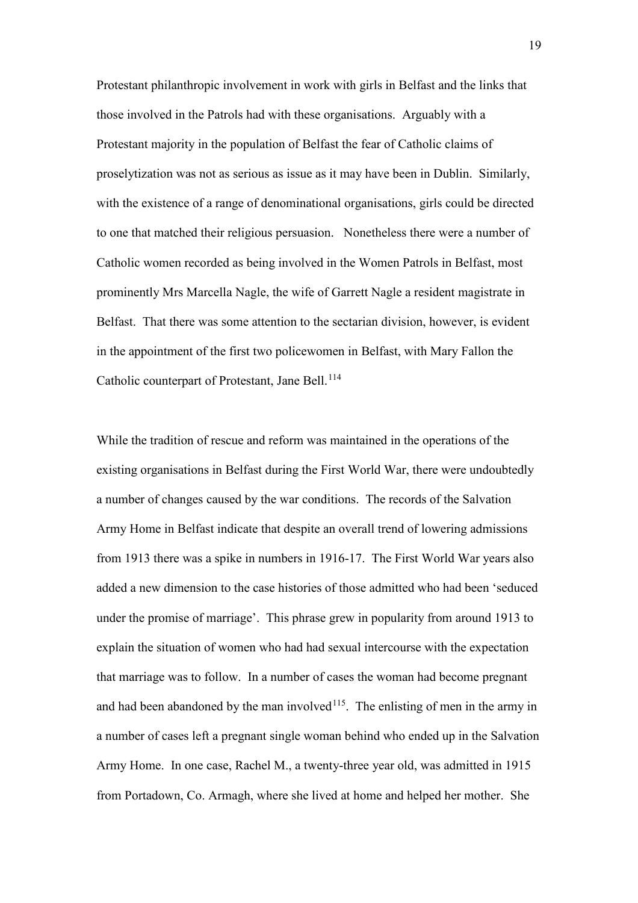Protestant philanthropic involvement in work with girls in Belfast and the links that those involved in the Patrols had with these organisations. Arguably with a Protestant majority in the population of Belfast the fear of Catholic claims of proselytization was not as serious as issue as it may have been in Dublin. Similarly, with the existence of a range of denominational organisations, girls could be directed to one that matched their religious persuasion. Nonetheless there were a number of Catholic women recorded as being involved in the Women Patrols in Belfast, most prominently Mrs Marcella Nagle, the wife of Garrett Nagle a resident magistrate in Belfast. That there was some attention to the sectarian division, however, is evident in the appointment of the first two policewomen in Belfast, with Mary Fallon the Catholic counterpart of Protestant, Jane Bell.[114]

While the tradition of rescue and reform was maintained in the operations of the existing organisations in Belfast during the First World War, there were undoubtedly a number of changes caused by the war conditions. The records of the Salvation Army Home in Belfast indicate that despite an overall trend of lowering admissions from 1913 there was a spike in numbers in 1916-17. The First World War years also added a new dimension to the case histories of those admitted who had been 'seduced under the promise of marriage'. This phrase grew in popularity from around 1913 to explain the situation of women who had had sexual intercourse with the expectation that marriage was to follow. In a number of cases the woman had become pregnant and had been abandoned by the man involved[115]. The enlisting of men in the army in a number of cases left a pregnant single woman behind who ended up in the Salvation Army Home. In one case, Rachel M., a twenty-three year old, was admitted in 1915 from Portadown, Co. Armagh, where she lived at home and helped her mother. She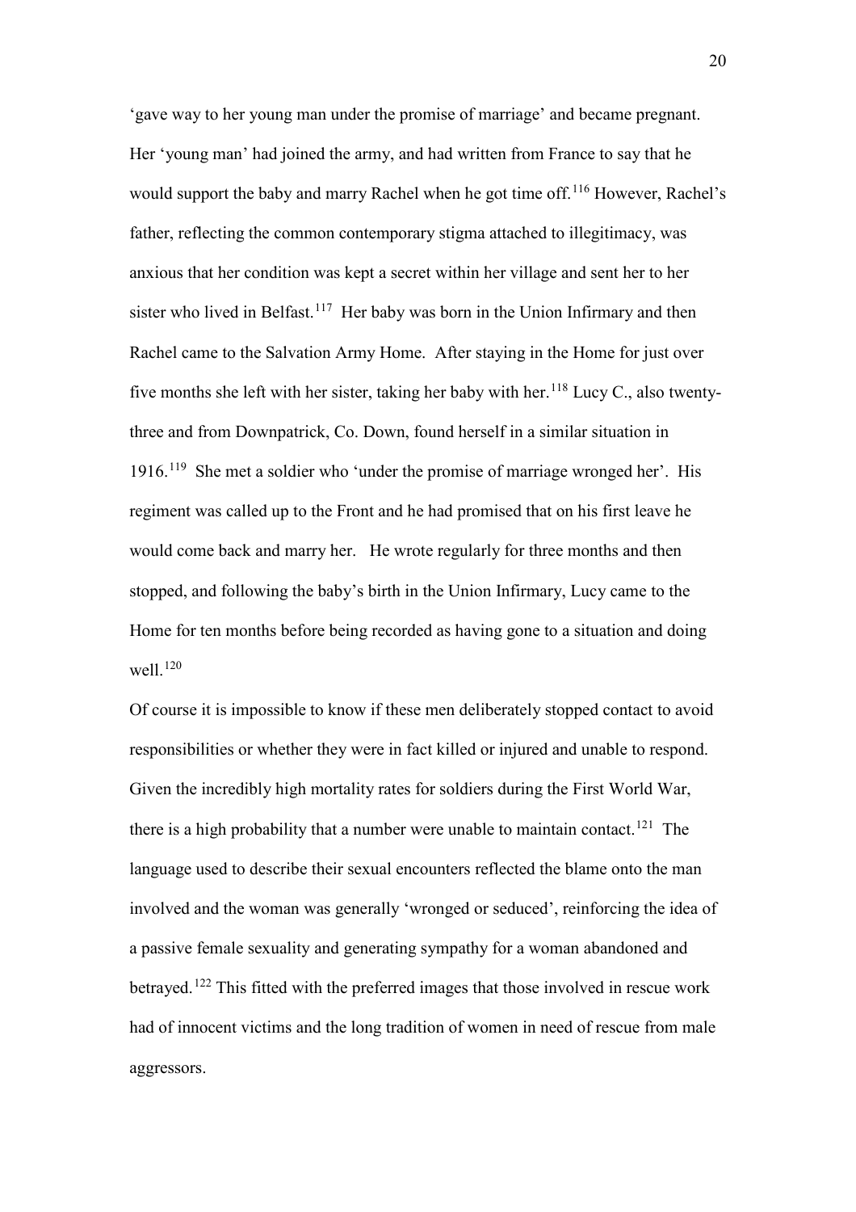'gave way to her young man under the promise of marriage' and became pregnant. Her 'young man' had joined the army, and had written from France to say that he would support the baby and marry Rachel when he got time off.[116] However, Rachel's father, reflecting the common contemporary stigma attached to illegitimacy, was anxious that her condition was kept a secret within her village and sent her to her sister who lived in Belfast.[117] Her baby was born in the Union Infirmary and then Rachel came to the Salvation Army Home. After staying in the Home for just over five months she left with her sister, taking her baby with her.[118] Lucy C., also twenty-three and from Downpatrick, Co. Down, found herself in a similar situation in 1916.[119] She met a soldier who 'under the promise of marriage wronged her'. His regiment was called up to the Front and he had promised that on his first leave he would come back and marry her. He wrote regularly for three months and then stopped, and following the baby's birth in the Union Infirmary, Lucy came to the Home for ten months before being recorded as having gone to a situation and doing well.[120]

Of course it is impossible to know if these men deliberately stopped contact to avoid responsibilities or whether they were in fact killed or injured and unable to respond. Given the incredibly high mortality rates for soldiers during the First World War, there is a high probability that a number were unable to maintain contact.[121] The language used to describe their sexual encounters reflected the blame onto the man involved and the woman was generally 'wronged or seduced', reinforcing the idea of a passive female sexuality and generating sympathy for a woman abandoned and betrayed.[122] This fitted with the preferred images that those involved in rescue work had of innocent victims and the long tradition of women in need of rescue from male aggressors.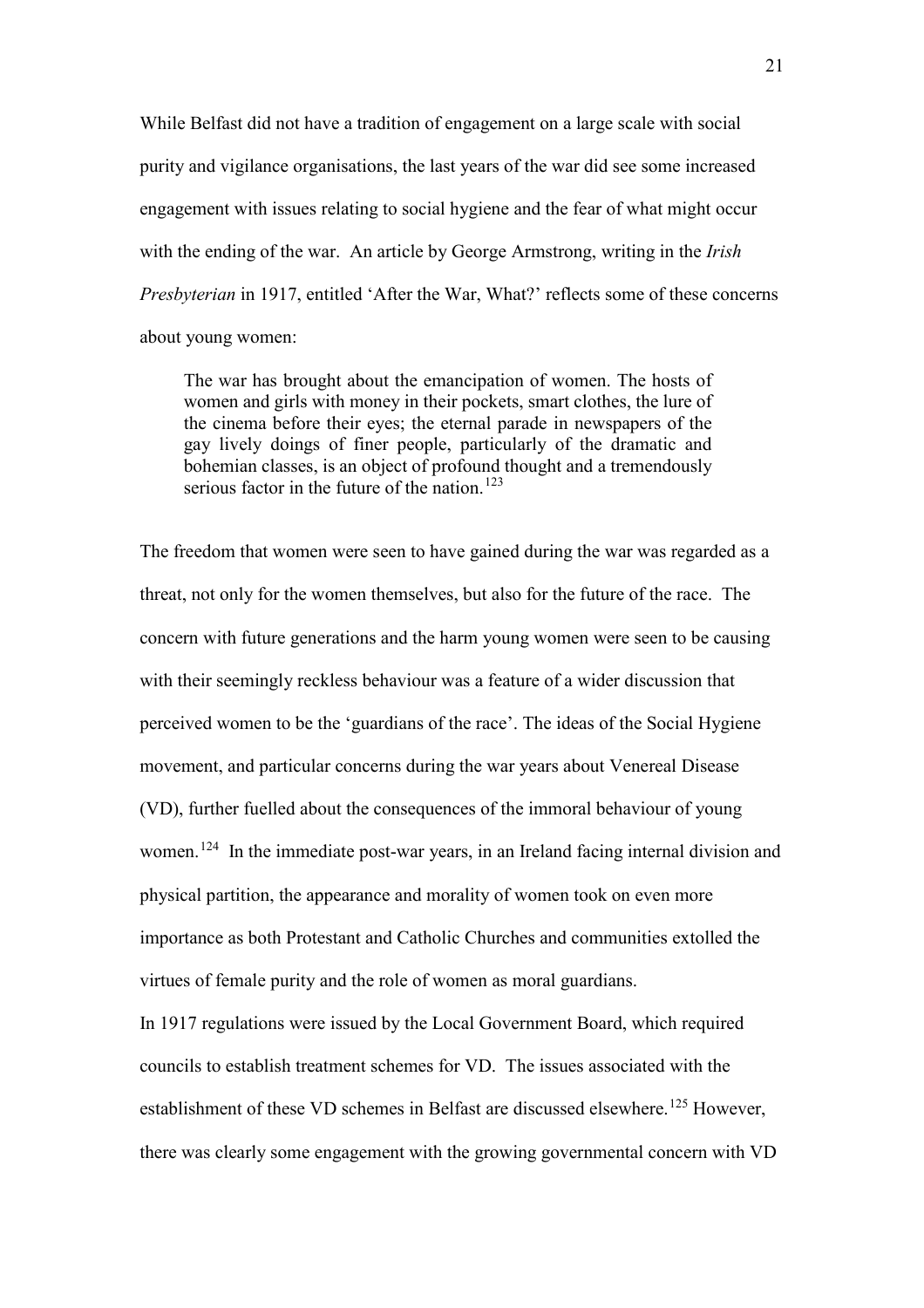While Belfast did not have a tradition of engagement on a large scale with social purity and vigilance organisations, the last years of the war did see some increased engagement with issues relating to social hygiene and the fear of what might occur with the ending of the war. An article by George Armstrong, writing in the *Irish Presbyterian* in 1917, entitled 'After the War, What?' reflects some of these concerns about young women:

> The war has brought about the emancipation of women. The hosts of women and girls with money in their pockets, smart clothes, the lure of the cinema before their eyes; the eternal parade in newspapers of the gay lively doings of finer people, particularly of the dramatic and bohemian classes, is an object of profound thought and a tremendously serious factor in the future of the nation.[123]

The freedom that women were seen to have gained during the war was regarded as a threat, not only for the women themselves, but also for the future of the race. The concern with future generations and the harm young women were seen to be causing with their seemingly reckless behaviour was a feature of a wider discussion that perceived women to be the 'guardians of the race'. The ideas of the Social Hygiene movement, and particular concerns during the war years about Venereal Disease (VD), further fuelled about the consequences of the immoral behaviour of young women.[124] In the immediate post-war years, in an Ireland facing internal division and physical partition, the appearance and morality of women took on even more importance as both Protestant and Catholic Churches and communities extolled the virtues of female purity and the role of women as moral guardians.

In 1917 regulations were issued by the Local Government Board, which required councils to establish treatment schemes for VD. The issues associated with the establishment of these VD schemes in Belfast are discussed elsewhere.[125] However, there was clearly some engagement with the growing governmental concern with VD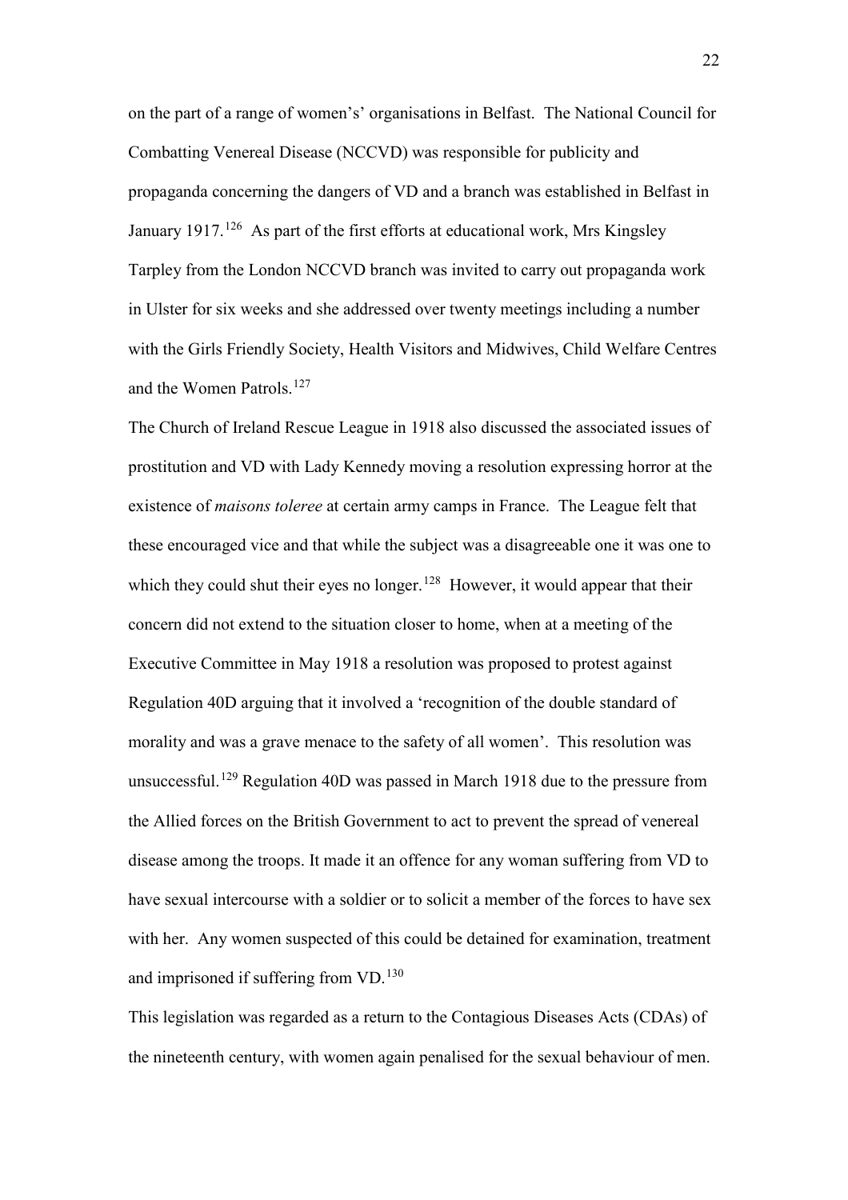on the part of a range of women's' organisations in Belfast. The National Council for Combatting Venereal Disease (NCCVD) was responsible for publicity and propaganda concerning the dangers of VD and a branch was established in Belfast in January 1917.[126] As part of the first efforts at educational work, Mrs Kingsley Tarpley from the London NCCVD branch was invited to carry out propaganda work in Ulster for six weeks and she addressed over twenty meetings including a number with the Girls Friendly Society, Health Visitors and Midwives, Child Welfare Centres and the Women Patrols.[127]

The Church of Ireland Rescue League in 1918 also discussed the associated issues of prostitution and VD with Lady Kennedy moving a resolution expressing horror at the existence of *maisons toleree* at certain army camps in France. The League felt that these encouraged vice and that while the subject was a disagreeable one it was one to which they could shut their eyes no longer.[128] However, it would appear that their concern did not extend to the situation closer to home, when at a meeting of the Executive Committee in May 1918 a resolution was proposed to protest against Regulation 40D arguing that it involved a 'recognition of the double standard of morality and was a grave menace to the safety of all women'. This resolution was unsuccessful.[129] Regulation 40D was passed in March 1918 due to the pressure from the Allied forces on the British Government to act to prevent the spread of venereal disease among the troops. It made it an offence for any woman suffering from VD to have sexual intercourse with a soldier or to solicit a member of the forces to have sex with her. Any women suspected of this could be detained for examination, treatment and imprisoned if suffering from VD.[130]

This legislation was regarded as a return to the Contagious Diseases Acts (CDAs) of the nineteenth century, with women again penalised for the sexual behaviour of men.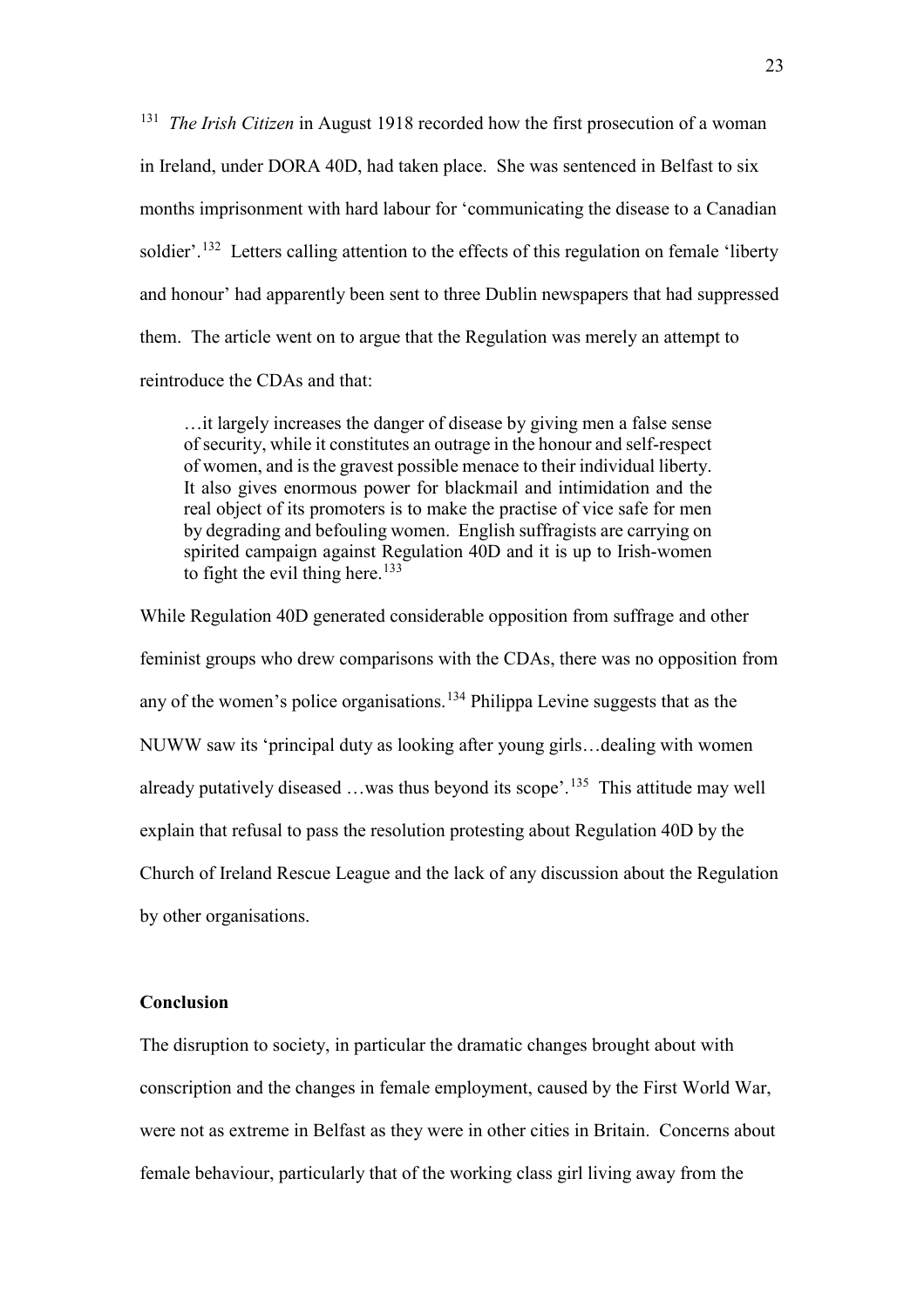[131] *The Irish Citizen* in August 1918 recorded how the first prosecution of a woman in Ireland, under DORA 40D, had taken place. She was sentenced in Belfast to six months imprisonment with hard labour for 'communicating the disease to a Canadian soldier'.[132] Letters calling attention to the effects of this regulation on female 'liberty and honour' had apparently been sent to three Dublin newspapers that had suppressed them. The article went on to argue that the Regulation was merely an attempt to reintroduce the CDAs and that:

> …it largely increases the danger of disease by giving men a false sense of security, while it constitutes an outrage in the honour and self-respect of women, and is the gravest possible menace to their individual liberty. It also gives enormous power for blackmail and intimidation and the real object of its promoters is to make the practise of vice safe for men by degrading and befouling women. English suffragists are carrying on spirited campaign against Regulation 40D and it is up to Irish-women to fight the evil thing here.[133]

While Regulation 40D generated considerable opposition from suffrage and other feminist groups who drew comparisons with the CDAs, there was no opposition from any of the women's police organisations.[134] Philippa Levine suggests that as the NUWW saw its 'principal duty as looking after young girls…dealing with women already putatively diseased …was thus beyond its scope'.[135] This attitude may well explain that refusal to pass the resolution protesting about Regulation 40D by the Church of Ireland Rescue League and the lack of any discussion about the Regulation by other organisations.

## Conclusion

The disruption to society, in particular the dramatic changes brought about with conscription and the changes in female employment, caused by the First World War, were not as extreme in Belfast as they were in other cities in Britain. Concerns about female behaviour, particularly that of the working class girl living away from the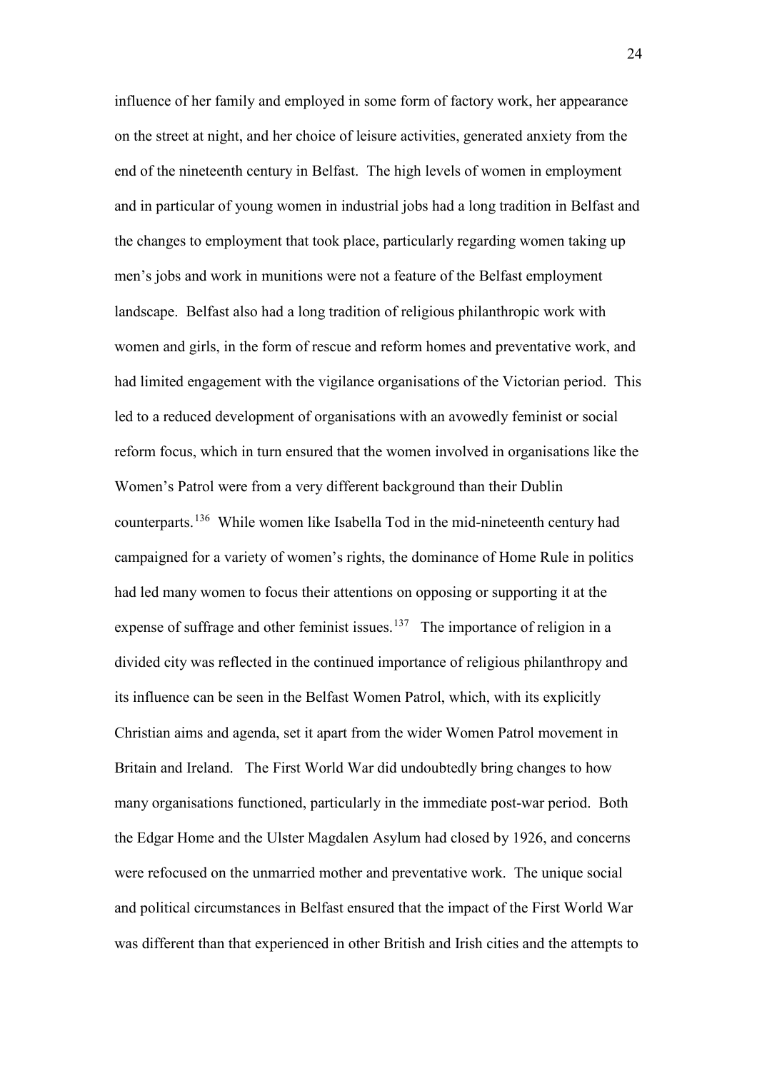influence of her family and employed in some form of factory work, her appearance on the street at night, and her choice of leisure activities, generated anxiety from the end of the nineteenth century in Belfast. The high levels of women in employment and in particular of young women in industrial jobs had a long tradition in Belfast and the changes to employment that took place, particularly regarding women taking up men's jobs and work in munitions were not a feature of the Belfast employment landscape. Belfast also had a long tradition of religious philanthropic work with women and girls, in the form of rescue and reform homes and preventative work, and had limited engagement with the vigilance organisations of the Victorian period. This led to a reduced development of organisations with an avowedly feminist or social reform focus, which in turn ensured that the women involved in organisations like the Women's Patrol were from a very different background than their Dublin counterparts.[136] While women like Isabella Tod in the mid-nineteenth century had campaigned for a variety of women's rights, the dominance of Home Rule in politics had led many women to focus their attentions on opposing or supporting it at the expense of suffrage and other feminist issues.[137] The importance of religion in a divided city was reflected in the continued importance of religious philanthropy and its influence can be seen in the Belfast Women Patrol, which, with its explicitly Christian aims and agenda, set it apart from the wider Women Patrol movement in Britain and Ireland. The First World War did undoubtedly bring changes to how many organisations functioned, particularly in the immediate post-war period. Both the Edgar Home and the Ulster Magdalen Asylum had closed by 1926, and concerns were refocused on the unmarried mother and preventative work. The unique social and political circumstances in Belfast ensured that the impact of the First World War was different than that experienced in other British and Irish cities and the attempts to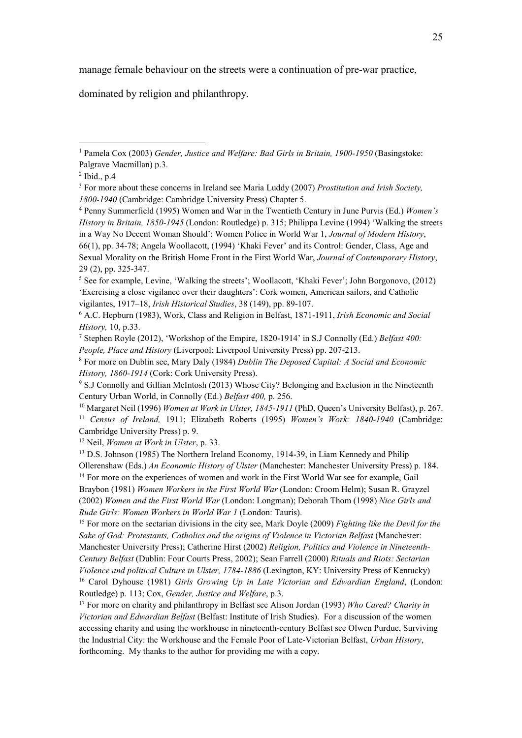manage female behaviour on the streets were a continuation of pre-war practice, dominated by religion and philanthropy.

---

[1] Pamela Cox (2003) *Gender, Justice and Welfare: Bad Girls in Britain, 1900-1950* (Basingstoke: Palgrave Macmillan) p.3.

[2] Ibid., p.4

[3] For more about these concerns in Ireland see Maria Luddy (2007) *Prostitution and Irish Society, 1800-1940* (Cambridge: Cambridge University Press) Chapter 5.

[4] Penny Summerfield (1995) Women and War in the Twentieth Century in June Purvis (Ed.) *Women's History in Britain, 1850-1945* (London: Routledge) p. 315; Philippa Levine (1994) 'Walking the streets in a Way No Decent Woman Should': Women Police in World War 1, *Journal of Modern History*, 66(1), pp. 34-78; Angela Woollacott, (1994) 'Khaki Fever' and its Control: Gender, Class, Age and Sexual Morality on the British Home Front in the First World War, *Journal of Contemporary History*, 29 (2), pp. 325-347.

[5] See for example, Levine, 'Walking the streets'; Woollacott, 'Khaki Fever'; John Borgonovo, (2012) 'Exercising a close vigilance over their daughters': Cork women, American sailors, and Catholic vigilantes, 1917–18, *Irish Historical Studies*, 38 (149), pp. 89-107.

[6] A.C. Hepburn (1983), Work, Class and Religion in Belfast, 1871-1911, *Irish Economic and Social History,* 10, p.33.

[7] Stephen Royle (2012), 'Workshop of the Empire, 1820-1914' in S.J Connolly (Ed.) *Belfast 400: People, Place and History* (Liverpool: Liverpool University Press) pp. 207-213.

[8] For more on Dublin see, Mary Daly (1984) *Dublin The Deposed Capital: A Social and Economic History, 1860-1914* (Cork: Cork University Press).

[9] S.J Connolly and Gillian McIntosh (2013) Whose City? Belonging and Exclusion in the Nineteenth Century Urban World, in Connolly (Ed.) *Belfast 400,* p. 256.

[10] Margaret Neil (1996) *Women at Work in Ulster, 1845-1911* (PhD, Queen's University Belfast), p. 267.

[11] *Census of Ireland,* 1911; Elizabeth Roberts (1995) *Women's Work: 1840-1940* (Cambridge: Cambridge University Press) p. 9.

[12] Neil, *Women at Work in Ulster*, p. 33.

[13] D.S. Johnson (1985) The Northern Ireland Economy, 1914-39, in Liam Kennedy and Philip Ollerenshaw (Eds.) *An Economic History of Ulster* (Manchester: Manchester University Press) p. 184.

[14] For more on the experiences of women and work in the First World War see for example, Gail Braybon (1981) *Women Workers in the First World War* (London: Croom Helm); Susan R. Grayzel (2002) *Women and the First World War* (London: Longman); Deborah Thom (1998) *Nice Girls and Rude Girls: Women Workers in World War 1* (London: Tauris).

[15] For more on the sectarian divisions in the city see, Mark Doyle (2009) *Fighting like the Devil for the Sake of God: Protestants, Catholics and the origins of Violence in Victorian Belfast* (Manchester: Manchester University Press); Catherine Hirst (2002) *Religion, Politics and Violence in Nineteenth-Century Belfast* (Dublin: Four Courts Press, 2002); Sean Farrell (2000) *Rituals and Riots: Sectarian Violence and political Culture in Ulster, 1784-1886* (Lexington, KY: University Press of Kentucky)

[16] Carol Dyhouse (1981) *Girls Growing Up in Late Victorian and Edwardian England*, (London: Routledge) p. 113; Cox, *Gender, Justice and Welfare*, p.3.

[17] For more on charity and philanthropy in Belfast see Alison Jordan (1993) *Who Cared? Charity in Victorian and Edwardian Belfast* (Belfast: Institute of Irish Studies). For a discussion of the women accessing charity and using the workhouse in nineteenth-century Belfast see Olwen Purdue, Surviving the Industrial City: the Workhouse and the Female Poor of Late-Victorian Belfast, *Urban History*, forthcoming. My thanks to the author for providing me with a copy.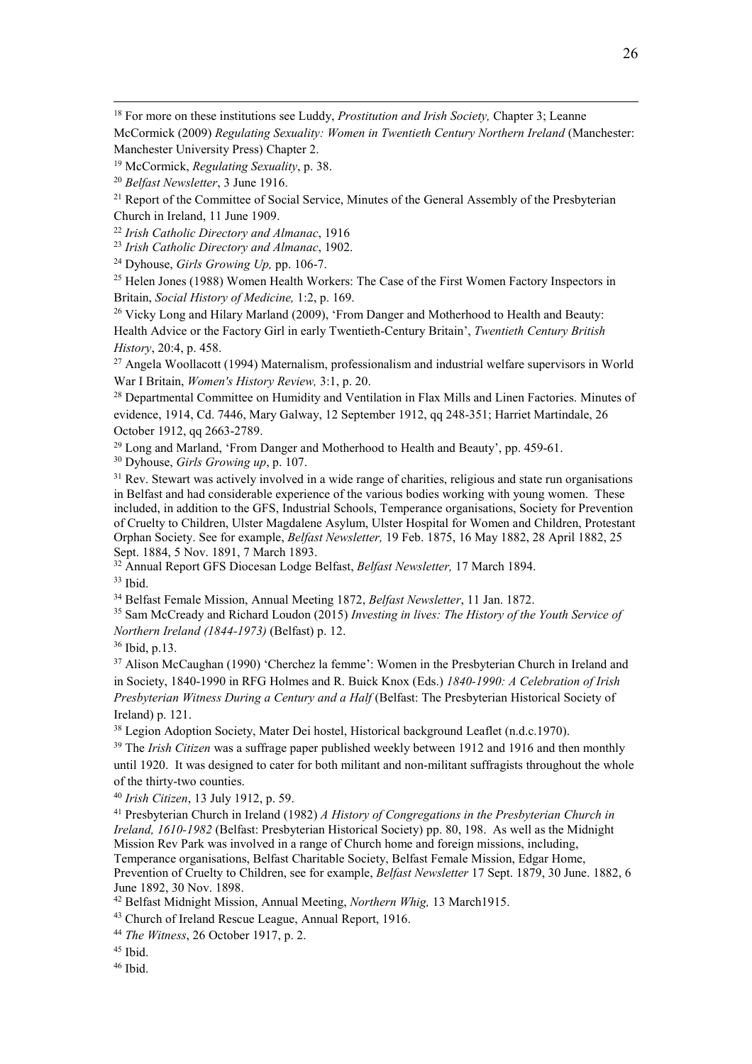[18] For more on these institutions see Luddy, *Prostitution and Irish Society,* Chapter 3; Leanne McCormick (2009) *Regulating Sexuality: Women in Twentieth Century Northern Ireland* (Manchester: Manchester University Press) Chapter 2.

[19] McCormick, *Regulating Sexuality*, p. 38.

[20] *Belfast Newsletter*, 3 June 1916.

[21] Report of the Committee of Social Service, Minutes of the General Assembly of the Presbyterian Church in Ireland, 11 June 1909.

[22] *Irish Catholic Directory and Almanac*, 1916

[23] *Irish Catholic Directory and Almanac*, 1902.

[24] Dyhouse, *Girls Growing Up,* pp. 106-7.

[25] Helen Jones (1988) Women Health Workers: The Case of the First Women Factory Inspectors in Britain, *Social History of Medicine,* 1:2, p. 169.

[26] Vicky Long and Hilary Marland (2009), 'From Danger and Motherhood to Health and Beauty: Health Advice or the Factory Girl in early Twentieth-Century Britain', *Twentieth Century British History*, 20:4, p. 458.

[27] Angela Woollacott (1994) Maternalism, professionalism and industrial welfare supervisors in World War I Britain, *Women's History Review,* 3:1, p. 20.

[28] Departmental Committee on Humidity and Ventilation in Flax Mills and Linen Factories. Minutes of evidence, 1914, Cd. 7446, Mary Galway, 12 September 1912, qq 248-351; Harriet Martindale, 26 October 1912, qq 2663-2789.

[29] Long and Marland, 'From Danger and Motherhood to Health and Beauty', pp. 459-61.

[30] Dyhouse, *Girls Growing up*, p. 107.

[31] Rev. Stewart was actively involved in a wide range of charities, religious and state run organisations in Belfast and had considerable experience of the various bodies working with young women. These included, in addition to the GFS, Industrial Schools, Temperance organisations, Society for Prevention of Cruelty to Children, Ulster Magdalene Asylum, Ulster Hospital for Women and Children, Protestant Orphan Society. See for example, *Belfast Newsletter,* 19 Feb. 1875, 16 May 1882, 28 April 1882, 25 Sept. 1884, 5 Nov. 1891, 7 March 1893.

[32] Annual Report GFS Diocesan Lodge Belfast, *Belfast Newsletter,* 17 March 1894.

[33] Ibid.

[34] Belfast Female Mission, Annual Meeting 1872, *Belfast Newsletter*, 11 Jan. 1872.

[35] Sam McCready and Richard Loudon (2015) *Investing in lives: The History of the Youth Service of Northern Ireland (1844-1973)* (Belfast) p. 12.

[36] Ibid, p.13.

[37] Alison McCaughan (1990) 'Cherchez la femme': Women in the Presbyterian Church in Ireland and in Society, 1840-1990 in RFG Holmes and R. Buick Knox (Eds.) *1840-1990: A Celebration of Irish Presbyterian Witness During a Century and a Half* (Belfast: The Presbyterian Historical Society of Ireland) p. 121.

[38] Legion Adoption Society, Mater Dei hostel, Historical background Leaflet (n.d.c.1970).

[39] The *Irish Citizen* was a suffrage paper published weekly between 1912 and 1916 and then monthly until 1920. It was designed to cater for both militant and non-militant suffragists throughout the whole of the thirty-two counties.

[40] *Irish Citizen*, 13 July 1912, p. 59.

[41] Presbyterian Church in Ireland (1982) *A History of Congregations in the Presbyterian Church in Ireland, 1610-1982* (Belfast: Presbyterian Historical Society) pp. 80, 198. As well as the Midnight Mission Rev Park was involved in a range of Church home and foreign missions, including, Temperance organisations, Belfast Charitable Society, Belfast Female Mission, Edgar Home, Prevention of Cruelty to Children, see for example, *Belfast Newsletter* 17 Sept. 1879, 30 June. 1882, 6 June 1892, 30 Nov. 1898.

[42] Belfast Midnight Mission, Annual Meeting, *Northern Whig,* 13 March1915.

[43] Church of Ireland Rescue League, Annual Report, 1916.

[44] *The Witness*, 26 October 1917, p. 2.

[45] Ibid.

[46] Ibid.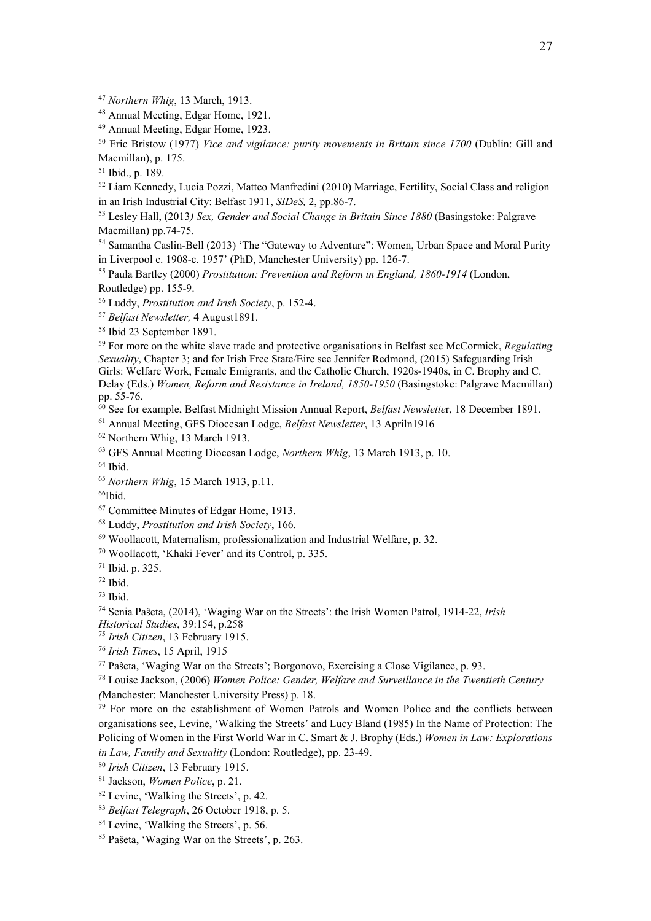[47] *Northern Whig*, 13 March, 1913.

[48] Annual Meeting, Edgar Home, 1921.

[49] Annual Meeting, Edgar Home, 1923.

[50] Eric Bristow (1977) *Vice and vigilance: purity movements in Britain since 1700* (Dublin: Gill and Macmillan), p. 175.

[51] Ibid., p. 189.

[52] Liam Kennedy, Lucia Pozzi, Matteo Manfredini (2010) Marriage, Fertility, Social Class and religion in an Irish Industrial City: Belfast 1911, *SIDeS,* 2, pp.86-7.

[53] Lesley Hall, (2013*) Sex, Gender and Social Change in Britain Since 1880* (Basingstoke: Palgrave Macmillan) pp.74-75.

[54] Samantha Caslin-Bell (2013) 'The "Gateway to Adventure": Women, Urban Space and Moral Purity in Liverpool c. 1908-c. 1957' (PhD, Manchester University) pp. 126-7.

[55] Paula Bartley (2000) *Prostitution: Prevention and Reform in England, 1860-1914* (London, Routledge) pp. 155-9.

[56] Luddy, *Prostitution and Irish Society*, p. 152-4.

[57] *Belfast Newsletter,* 4 August1891.

[58] Ibid 23 September 1891.

[59] For more on the white slave trade and protective organisations in Belfast see McCormick, *Regulating Sexuality*, Chapter 3; and for Irish Free State/Eire see Jennifer Redmond, (2015) Safeguarding Irish Girls: Welfare Work, Female Emigrants, and the Catholic Church, 1920s-1940s, in C. Brophy and C. Delay (Eds.) *Women, Reform and Resistance in Ireland, 1850-1950* (Basingstoke: Palgrave Macmillan) pp. 55-76.

[60] See for example, Belfast Midnight Mission Annual Report, *Belfast Newslette*r, 18 December 1891.

[61] Annual Meeting, GFS Diocesan Lodge, *Belfast Newsletter*, 13 Apriln1916

[62] Northern Whig, 13 March 1913.

[63] GFS Annual Meeting Diocesan Lodge, *Northern Whig*, 13 March 1913, p. 10.

[64] Ibid.

[65] *Northern Whig*, 15 March 1913, p.11.

[66]Ibid.

[67] Committee Minutes of Edgar Home, 1913.

[68] Luddy, *Prostitution and Irish Society*, 166.

[69] Woollacott, Maternalism, professionalization and Industrial Welfare, p. 32.

[70] Woollacott, 'Khaki Fever' and its Control, p. 335.

[71] Ibid. p. 325.

[72] Ibid.

[73] Ibid.

[74] Senia Paŝeta, (2014), 'Waging War on the Streets': the Irish Women Patrol, 1914-22, *Irish Historical Studies*, 39:154, p.258

[75] *Irish Citizen*, 13 February 1915.

[76] *Irish Times*, 15 April, 1915

[77] Paŝeta, 'Waging War on the Streets'; Borgonovo, Exercising a Close Vigilance, p. 93.

[78] Louise Jackson, (2006) *Women Police: Gender, Welfare and Surveillance in the Twentieth Century (*Manchester: Manchester University Press) p. 18.

[79] For more on the establishment of Women Patrols and Women Police and the conflicts between organisations see, Levine, 'Walking the Streets' and Lucy Bland (1985) In the Name of Protection: The Policing of Women in the First World War in C. Smart & J. Brophy (Eds.) *Women in Law: Explorations in Law, Family and Sexuality* (London: Routledge), pp. 23-49.

[80] *Irish Citizen*, 13 February 1915.

[81] Jackson, *Women Police*, p. 21.

[82] Levine, 'Walking the Streets', p. 42.

[83] *Belfast Telegraph*, 26 October 1918, p. 5.

[84] Levine, 'Walking the Streets', p. 56.

[85] Paŝeta, 'Waging War on the Streets', p. 263.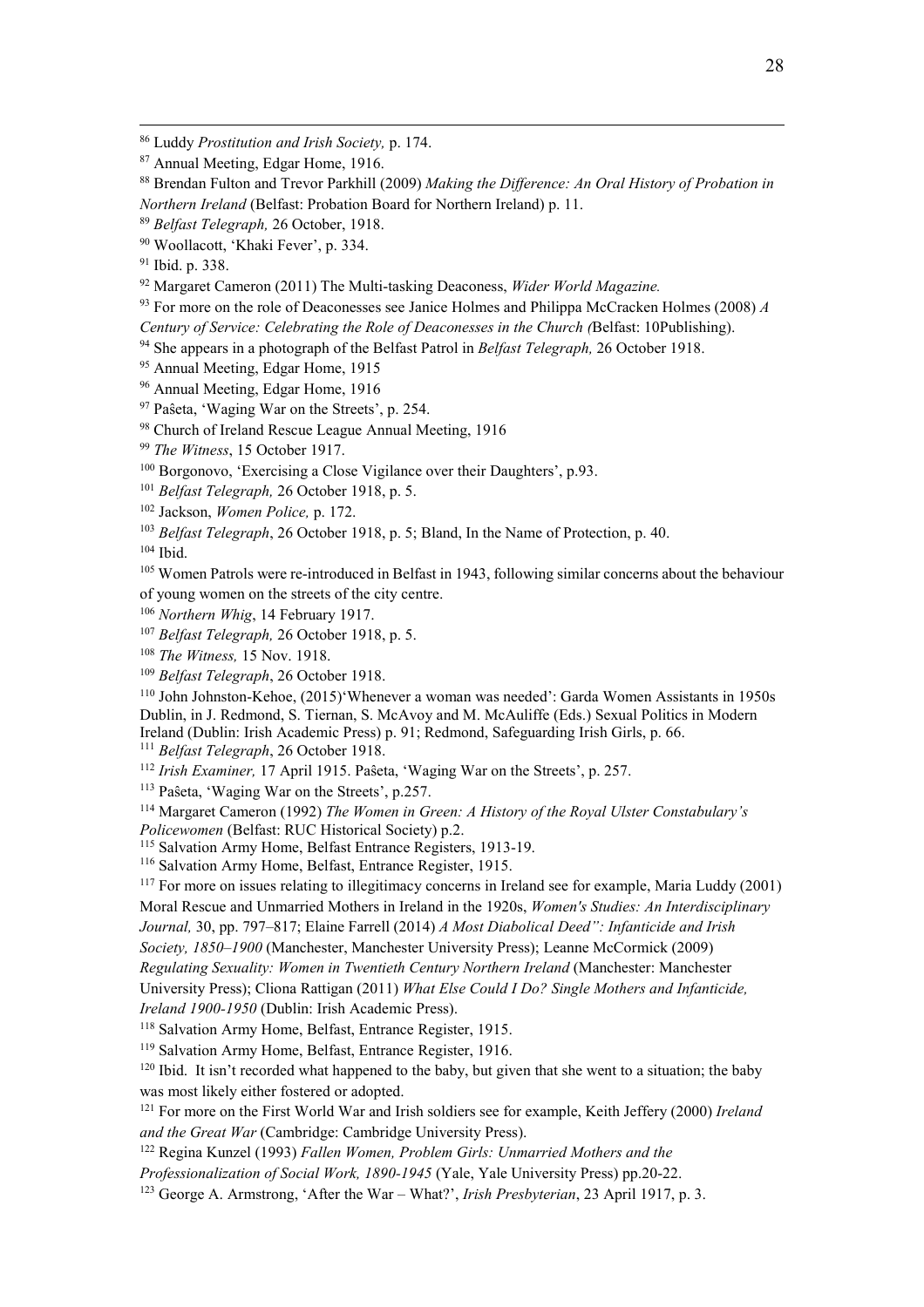[86] Luddy *Prostitution and Irish Society,* p. 174.

[87] Annual Meeting, Edgar Home, 1916.

[88] Brendan Fulton and Trevor Parkhill (2009) *Making the Difference: An Oral History of Probation in Northern Ireland* (Belfast: Probation Board for Northern Ireland) p. 11.

[89] *Belfast Telegraph,* 26 October, 1918.

[90] Woollacott, 'Khaki Fever', p. 334.

[91] Ibid. p. 338.

[92] Margaret Cameron (2011) The Multi-tasking Deaconess, *Wider World Magazine.*

[93] For more on the role of Deaconesses see Janice Holmes and Philippa McCracken Holmes (2008) *A Century of Service: Celebrating the Role of Deaconesses in the Church (*Belfast: 10Publishing).

[94] She appears in a photograph of the Belfast Patrol in *Belfast Telegraph,* 26 October 1918.

[95] Annual Meeting, Edgar Home, 1915

[96] Annual Meeting, Edgar Home, 1916

[97] Paŝeta, 'Waging War on the Streets', p. 254.

[98] Church of Ireland Rescue League Annual Meeting, 1916

[99] *The Witness*, 15 October 1917.

[100] Borgonovo, 'Exercising a Close Vigilance over their Daughters', p.93.

[101] *Belfast Telegraph,* 26 October 1918, p. 5.

[102] Jackson, *Women Police,* p. 172.

[103] *Belfast Telegraph*, 26 October 1918, p. 5; Bland, In the Name of Protection, p. 40.

[104] Ibid.

[105] Women Patrols were re-introduced in Belfast in 1943, following similar concerns about the behaviour of young women on the streets of the city centre.

[106] *Northern Whig*, 14 February 1917.

[107] *Belfast Telegraph,* 26 October 1918, p. 5.

[108] *The Witness,* 15 Nov. 1918.

[109] *Belfast Telegraph*, 26 October 1918.

[110] John Johnston-Kehoe, (2015)'Whenever a woman was needed': Garda Women Assistants in 1950s Dublin, in J. Redmond, S. Tiernan, S. McAvoy and M. McAuliffe (Eds.) Sexual Politics in Modern Ireland (Dublin: Irish Academic Press) p. 91; Redmond, Safeguarding Irish Girls, p. 66.

[111] *Belfast Telegraph*, 26 October 1918.

[112] *Irish Examiner,* 17 April 1915. Paŝeta, 'Waging War on the Streets', p. 257.

[113] Paŝeta, 'Waging War on the Streets', p.257.

[114] Margaret Cameron (1992) *The Women in Green: A History of the Royal Ulster Constabulary's Policewomen* (Belfast: RUC Historical Society) p.2.

[115] Salvation Army Home, Belfast Entrance Registers, 1913-19.

[116] Salvation Army Home, Belfast, Entrance Register, 1915.

[117] For more on issues relating to illegitimacy concerns in Ireland see for example, Maria Luddy (2001) Moral Rescue and Unmarried Mothers in Ireland in the 1920s, *Women's Studies: An Interdisciplinary Journal,* 30, pp. 797–817; Elaine Farrell (2014) *A Most Diabolical Deed": Infanticide and Irish Society, 1850–1900* (Manchester, Manchester University Press); Leanne McCormick (2009) *Regulating Sexuality: Women in Twentieth Century Northern Ireland* (Manchester: Manchester University Press); Cliona Rattigan (2011) *What Else Could I Do? Single Mothers and Infanticide, Ireland 1900-1950* (Dublin: Irish Academic Press).

[118] Salvation Army Home, Belfast, Entrance Register, 1915.

[119] Salvation Army Home, Belfast, Entrance Register, 1916.

[120] Ibid. It isn't recorded what happened to the baby, but given that she went to a situation; the baby was most likely either fostered or adopted.

[121] For more on the First World War and Irish soldiers see for example, Keith Jeffery (2000) *Ireland and the Great War* (Cambridge: Cambridge University Press).

[122] Regina Kunzel (1993) *Fallen Women, Problem Girls: Unmarried Mothers and the Professionalization of Social Work, 1890-1945* (Yale, Yale University Press) pp.20-22.

[123] George A. Armstrong, 'After the War – What?', *Irish Presbyterian*, 23 April 1917, p. 3.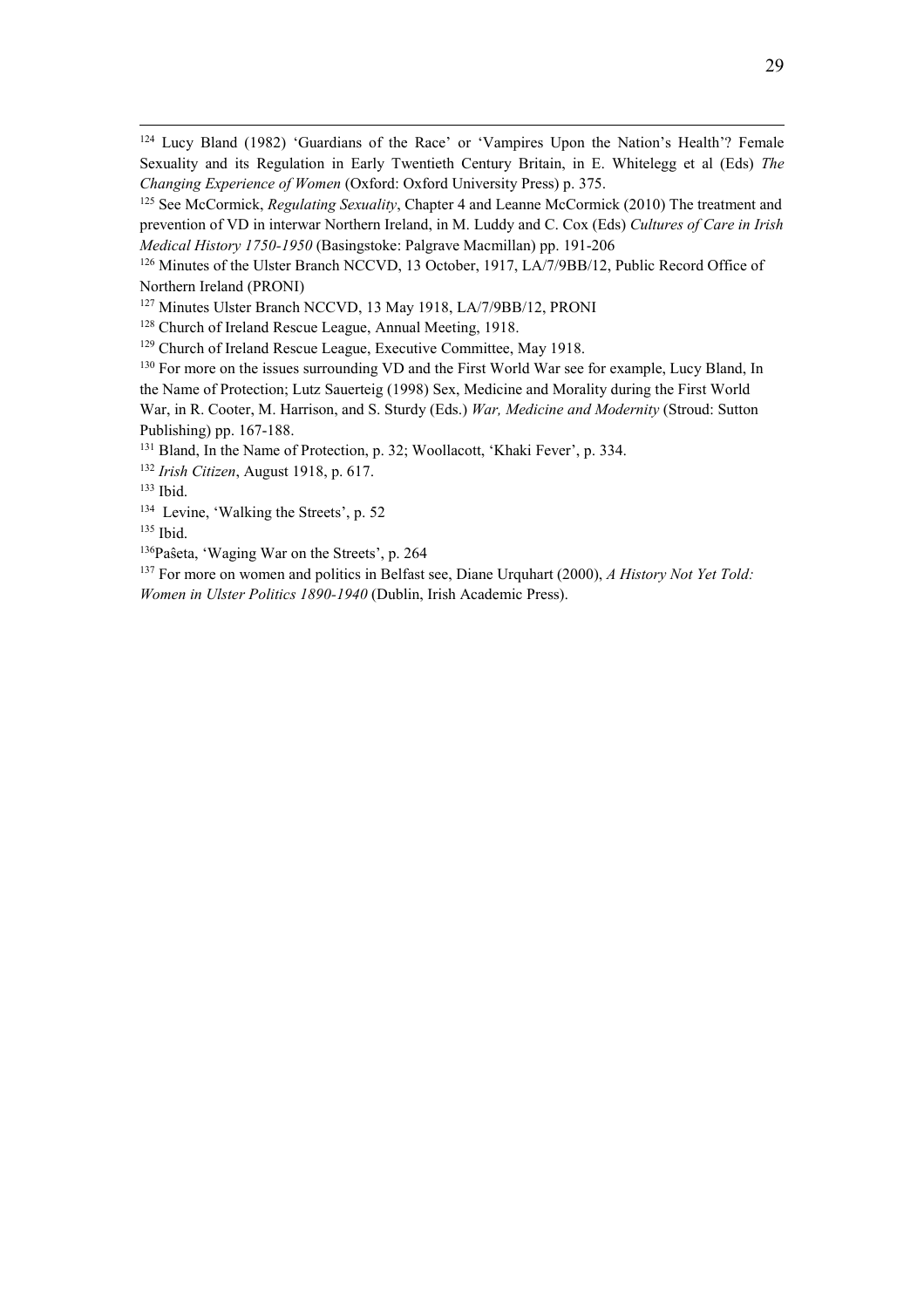[124] Lucy Bland (1982) 'Guardians of the Race' or 'Vampires Upon the Nation's Health'? Female Sexuality and its Regulation in Early Twentieth Century Britain, in E. Whitelegg et al (Eds) *The Changing Experience of Women* (Oxford: Oxford University Press) p. 375.

[125] See McCormick, *Regulating Sexuality*, Chapter 4 and Leanne McCormick (2010) The treatment and prevention of VD in interwar Northern Ireland, in M. Luddy and C. Cox (Eds) *Cultures of Care in Irish Medical History 1750-1950* (Basingstoke: Palgrave Macmillan) pp. 191-206

[126] Minutes of the Ulster Branch NCCVD, 13 October, 1917, LA/7/9BB/12, Public Record Office of Northern Ireland (PRONI)

[127] Minutes Ulster Branch NCCVD, 13 May 1918, LA/7/9BB/12, PRONI

[128] Church of Ireland Rescue League, Annual Meeting, 1918.

[129] Church of Ireland Rescue League, Executive Committee, May 1918.

[130] For more on the issues surrounding VD and the First World War see for example, Lucy Bland, In the Name of Protection; Lutz Sauerteig (1998) Sex, Medicine and Morality during the First World War, in R. Cooter, M. Harrison, and S. Sturdy (Eds.) *War, Medicine and Modernity* (Stroud: Sutton Publishing) pp. 167-188.

[131] Bland, In the Name of Protection, p. 32; Woollacott, 'Khaki Fever', p. 334.

[132] *Irish Citizen*, August 1918, p. 617.

[133] Ibid.

[134] Levine, 'Walking the Streets', p. 52

[135] Ibid.

[136] Paŝeta, 'Waging War on the Streets', p. 264

[137] For more on women and politics in Belfast see, Diane Urquhart (2000), *A History Not Yet Told: Women in Ulster Politics 1890-1940* (Dublin, Irish Academic Press).